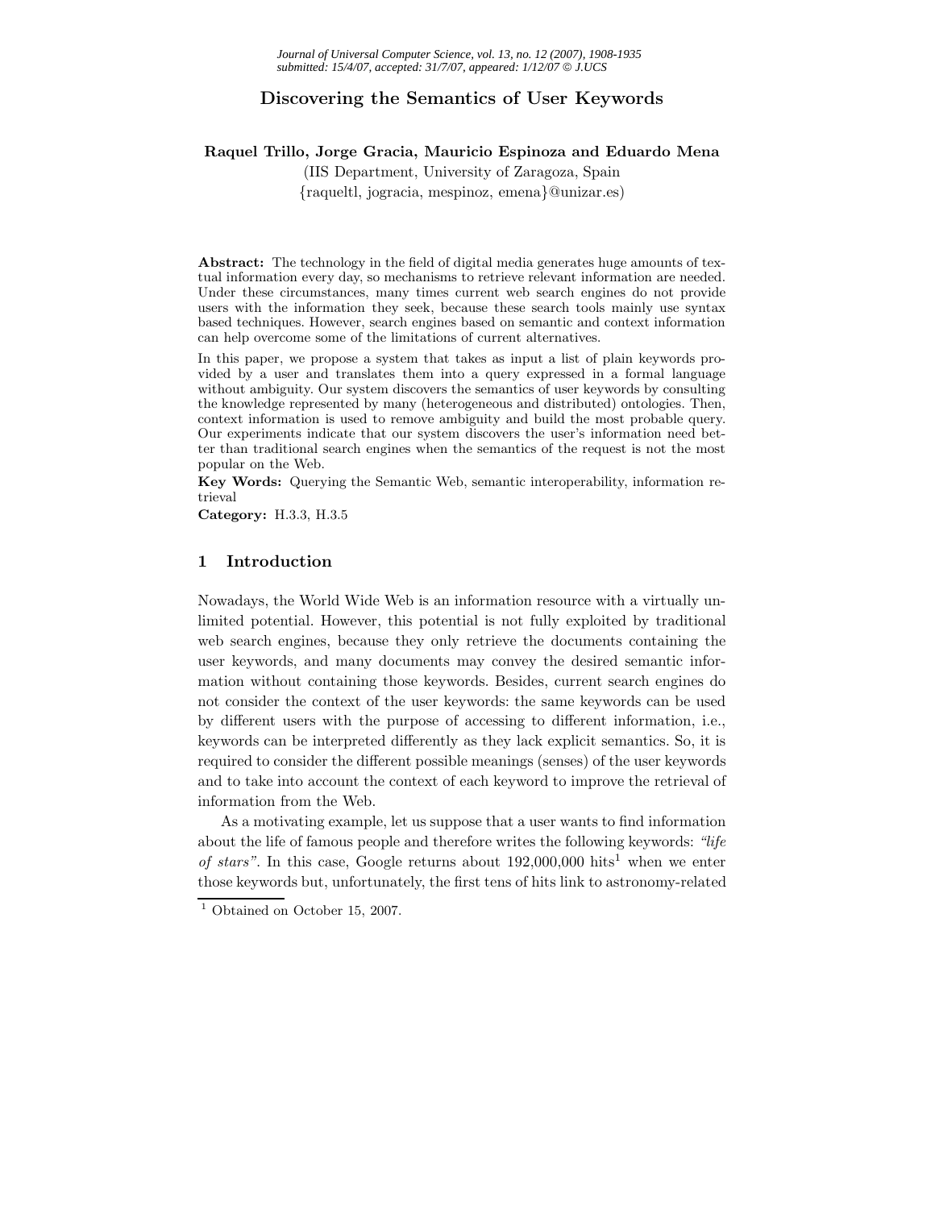# Discovering the Semantics of User Keywords

**Raquel Trillo, Jorge Gracia, Mauricio Espinoza and Eduardo Mena**

(IIS Department, University of Zaragoza, Spain
{raqueltl, jogracia, mespinoz, emena}@unizar.es)

**Abstract:** The technology in the field of digital media generates huge amounts of textual information every day, so mechanisms to retrieve relevant information are needed. Under these circumstances, many times current web search engines do not provide users with the information they seek, because these search tools mainly use syntax based techniques. However, search engines based on semantic and context information can help overcome some of the limitations of current alternatives.

In this paper, we propose a system that takes as input a list of plain keywords provided by a user and translates them into a query expressed in a formal language without ambiguity. Our system discovers the semantics of user keywords by consulting the knowledge represented by many (heterogeneous and distributed) ontologies. Then, context information is used to remove ambiguity and build the most probable query. Our experiments indicate that our system discovers the user's information need better than traditional search engines when the semantics of the request is not the most popular on the Web.

**Key Words:** Querying the Semantic Web, semantic interoperability, information retrieval

**Category:** H.3.3, H.3.5

## 1 Introduction

Nowadays, the World Wide Web is an information resource with a virtually unlimited potential. However, this potential is not fully exploited by traditional web search engines, because they only retrieve the documents containing the user keywords, and many documents may convey the desired semantic information without containing those keywords. Besides, current search engines do not consider the context of the user keywords: the same keywords can be used by different users with the purpose of accessing to different information, i.e., keywords can be interpreted differently as they lack explicit semantics. So, it is required to consider the different possible meanings (senses) of the user keywords and to take into account the context of each keyword to improve the retrieval of information from the Web.

As a motivating example, let us suppose that a user wants to find information about the life of famous people and therefore writes the following keywords: *"life of stars"*. In this case, Google returns about 192,000,000 hits[1] when we enter those keywords but, unfortunately, the first tens of hits link to astronomy-related

[1] Obtained on October 15, 2007.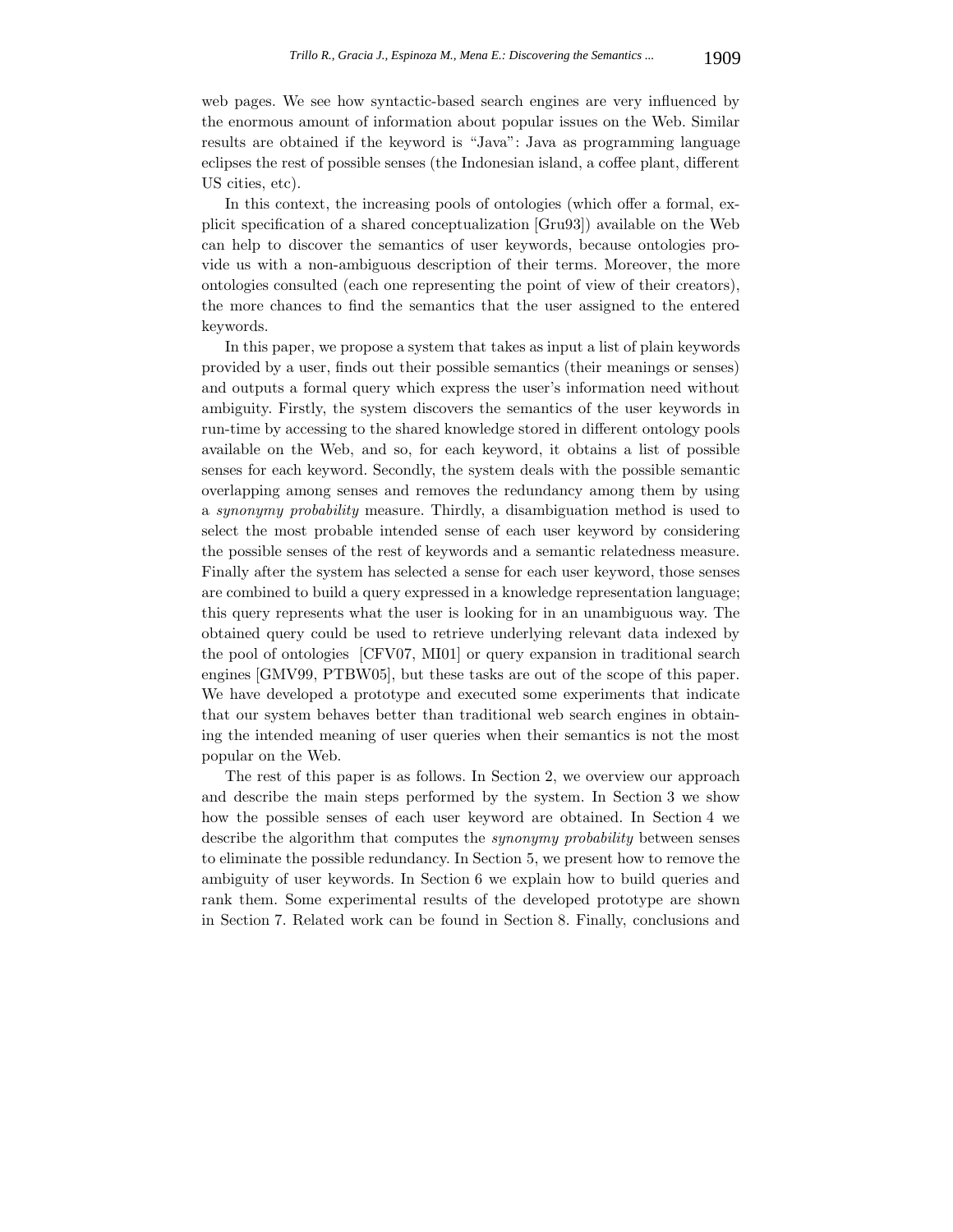web pages. We see how syntactic-based search engines are very influenced by the enormous amount of information about popular issues on the Web. Similar results are obtained if the keyword is "Java": Java as programming language eclipses the rest of possible senses (the Indonesian island, a coffee plant, different US cities, etc).

In this context, the increasing pools of ontologies (which offer a formal, explicit specification of a shared conceptualization [Gru93]) available on the Web can help to discover the semantics of user keywords, because ontologies provide us with a non-ambiguous description of their terms. Moreover, the more ontologies consulted (each one representing the point of view of their creators), the more chances to find the semantics that the user assigned to the entered keywords.

In this paper, we propose a system that takes as input a list of plain keywords provided by a user, finds out their possible semantics (their meanings or senses) and outputs a formal query which express the user's information need without ambiguity. Firstly, the system discovers the semantics of the user keywords in run-time by accessing to the shared knowledge stored in different ontology pools available on the Web, and so, for each keyword, it obtains a list of possible senses for each keyword. Secondly, the system deals with the possible semantic overlapping among senses and removes the redundancy among them by using a *synonymy probability* measure. Thirdly, a disambiguation method is used to select the most probable intended sense of each user keyword by considering the possible senses of the rest of keywords and a semantic relatedness measure. Finally after the system has selected a sense for each user keyword, those senses are combined to build a query expressed in a knowledge representation language; this query represents what the user is looking for in an unambiguous way. The obtained query could be used to retrieve underlying relevant data indexed by the pool of ontologies [CFV07, MI01] or query expansion in traditional search engines [GMV99, PTBW05], but these tasks are out of the scope of this paper. We have developed a prototype and executed some experiments that indicate that our system behaves better than traditional web search engines in obtaining the intended meaning of user queries when their semantics is not the most popular on the Web.

The rest of this paper is as follows. In Section 2, we overview our approach and describe the main steps performed by the system. In Section 3 we show how the possible senses of each user keyword are obtained. In Section 4 we describe the algorithm that computes the *synonymy probability* between senses to eliminate the possible redundancy. In Section 5, we present how to remove the ambiguity of user keywords. In Section 6 we explain how to build queries and rank them. Some experimental results of the developed prototype are shown in Section 7. Related work can be found in Section 8. Finally, conclusions and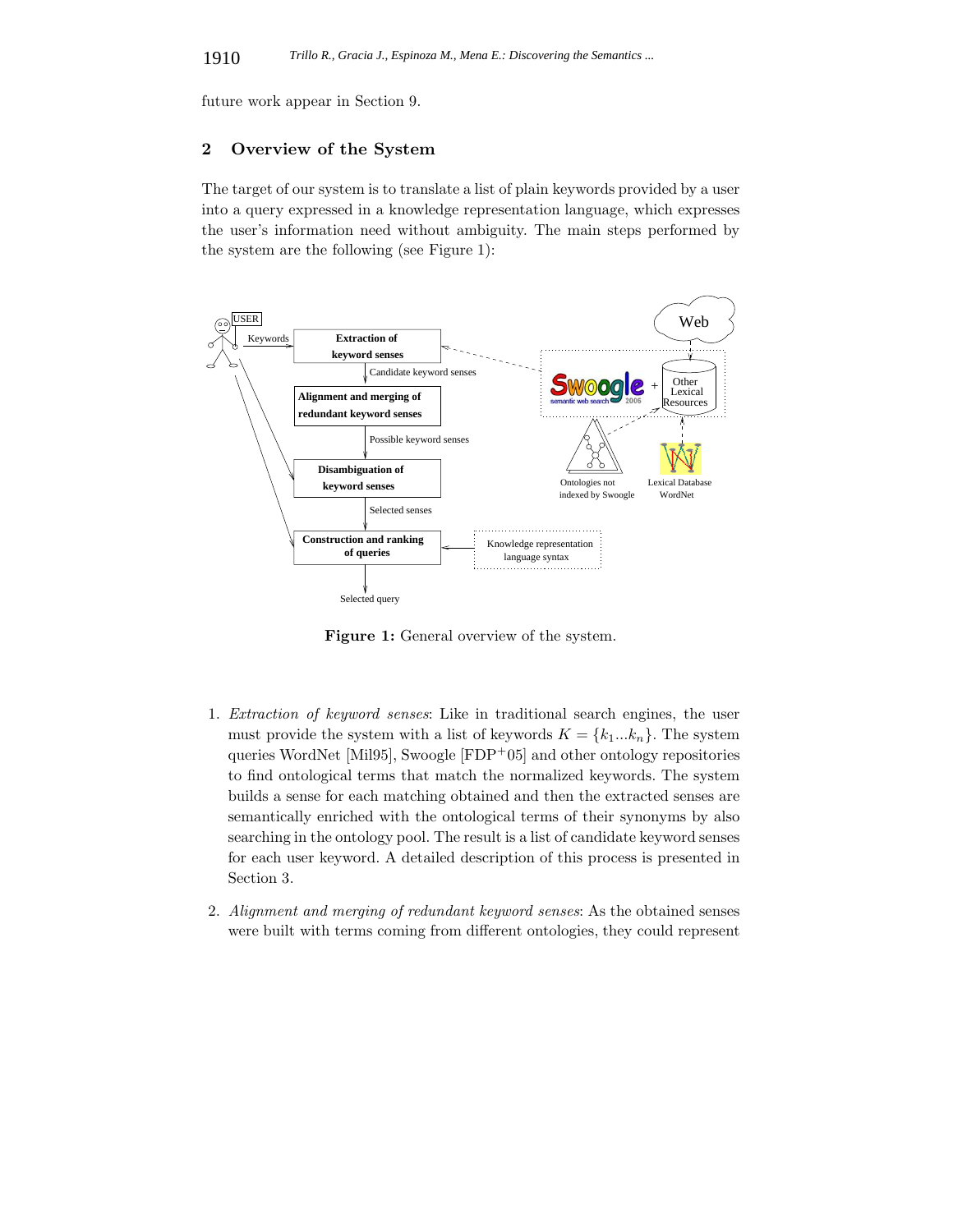future work appear in Section 9.

## 2 Overview of the System

The target of our system is to translate a list of plain keywords provided by a user into a query expressed in a knowledge representation language, which expresses the user's information need without ambiguity. The main steps performed by the system are the following (see Figure 1):

**Figure 1:** General overview of the system.

1. *Extraction of keyword senses*: Like in traditional search engines, the user must provide the system with a list of keywords $K = \{k_1...k_n\}$. The system queries WordNet [Mil95], Swoogle [FDP$^+$05] and other ontology repositories to find ontological terms that match the normalized keywords. The system builds a sense for each matching obtained and then the extracted senses are semantically enriched with the ontological terms of their synonyms by also searching in the ontology pool. The result is a list of candidate keyword senses for each user keyword. A detailed description of this process is presented in Section 3.

2. *Alignment and merging of redundant keyword senses*: As the obtained senses were built with terms coming from different ontologies, they could represent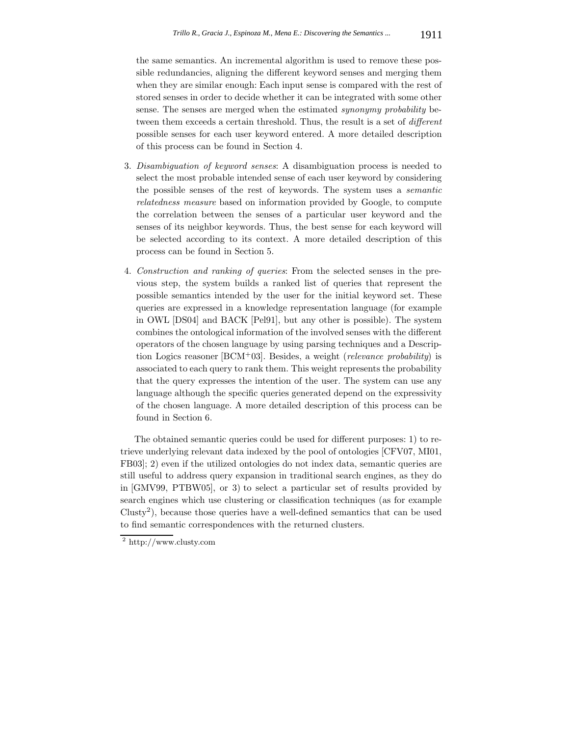the same semantics. An incremental algorithm is used to remove these possible redundancies, aligning the different keyword senses and merging them when they are similar enough: Each input sense is compared with the rest of stored senses in order to decide whether it can be integrated with some other sense. The senses are merged when the estimated *synonymy probability* between them exceeds a certain threshold. Thus, the result is a set of *different* possible senses for each user keyword entered. A more detailed description of this process can be found in Section 4.

3. *Disambiguation of keyword senses*: A disambiguation process is needed to select the most probable intended sense of each user keyword by considering the possible senses of the rest of keywords. The system uses a *semantic relatedness measure* based on information provided by Google, to compute the correlation between the senses of a particular user keyword and the senses of its neighbor keywords. Thus, the best sense for each keyword will be selected according to its context. A more detailed description of this process can be found in Section 5.

4. *Construction and ranking of queries*: From the selected senses in the previous step, the system builds a ranked list of queries that represent the possible semantics intended by the user for the initial keyword set. These queries are expressed in a knowledge representation language (for example in OWL [DS04] and BACK [Pel91], but any other is possible). The system combines the ontological information of the involved senses with the different operators of the chosen language by using parsing techniques and a Description Logics reasoner [BCM+03]. Besides, a weight (*relevance probability*) is associated to each query to rank them. This weight represents the probability that the query expresses the intention of the user. The system can use any language although the specific queries generated depend on the expressivity of the chosen language. A more detailed description of this process can be found in Section 6.

The obtained semantic queries could be used for different purposes: 1) to retrieve underlying relevant data indexed by the pool of ontologies [CFV07, MI01, FB03]; 2) even if the utilized ontologies do not index data, semantic queries are still useful to address query expansion in traditional search engines, as they do in [GMV99, PTBW05], or 3) to select a particular set of results provided by search engines which use clustering or classification techniques (as for example Clusty[2]), because those queries have a well-defined semantics that can be used to find semantic correspondences with the returned clusters.

[2] http://www.clusty.com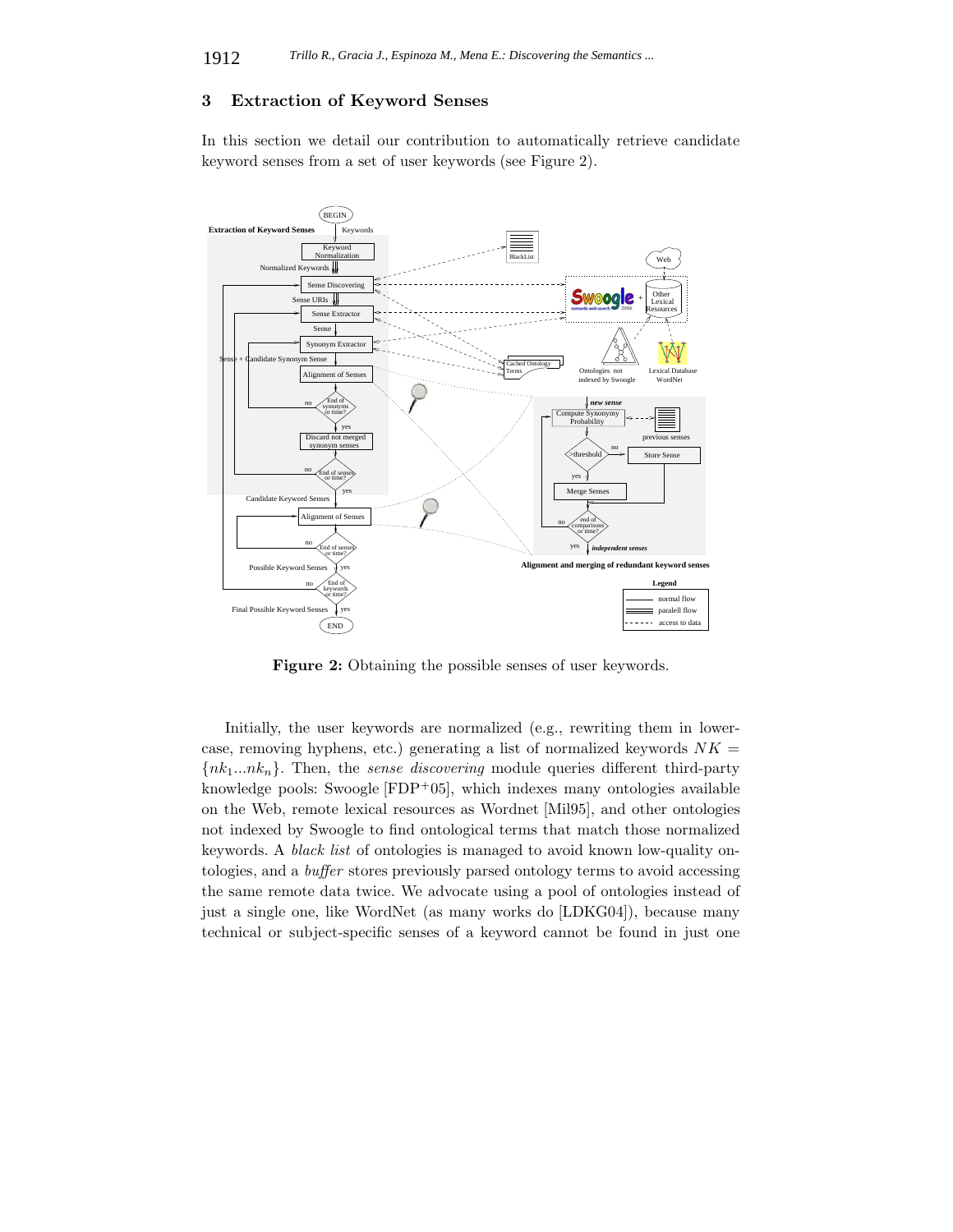## 3 Extraction of Keyword Senses

In this section we detail our contribution to automatically retrieve candidate keyword senses from a set of user keywords (see Figure 2).

**Figure 2:** Obtaining the possible senses of user keywords.

Initially, the user keywords are normalized (e.g., rewriting them in lowercase, removing hyphens, etc.) generating a list of normalized keywords $NK = \{nk_1...nk_n\}$. Then, the *sense discovering* module queries different third-party knowledge pools: Swoogle [FDP+05], which indexes many ontologies available on the Web, remote lexical resources as Wordnet [Mil95], and other ontologies not indexed by Swoogle to find ontological terms that match those normalized keywords. A *black list* of ontologies is managed to avoid known low-quality ontologies, and a *buffer* stores previously parsed ontology terms to avoid accessing the same remote data twice. We advocate using a pool of ontologies instead of just a single one, like WordNet (as many works do [LDKG04]), because many technical or subject-specific senses of a keyword cannot be found in just one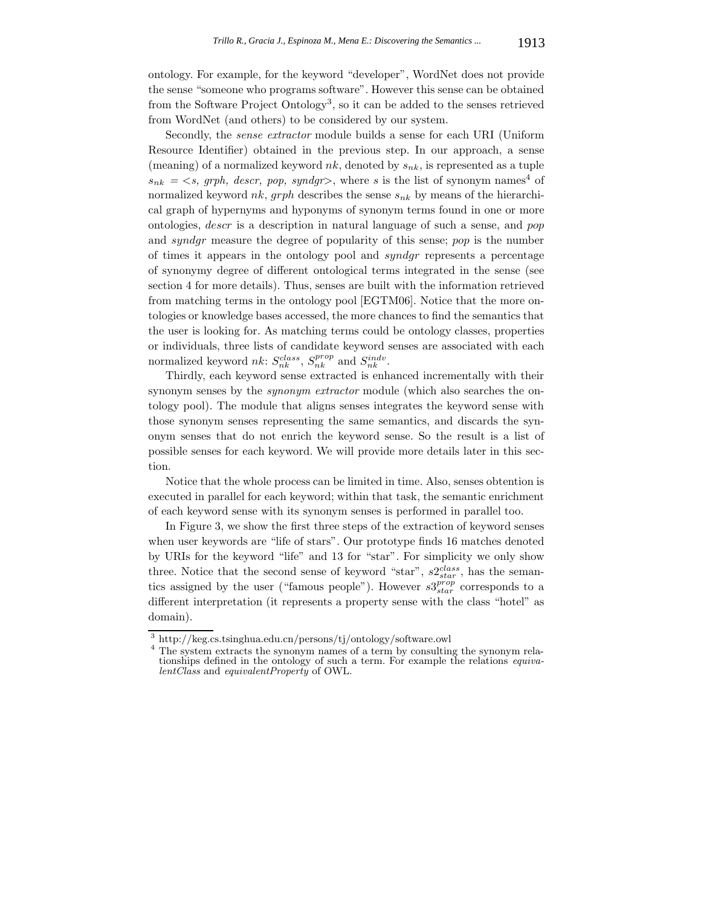ontology. For example, for the keyword "developer", WordNet does not provide the sense "someone who programs software". However this sense can be obtained from the Software Project Ontology[3], so it can be added to the senses retrieved from WordNet (and others) to be considered by our system.

Secondly, the *sense extractor* module builds a sense for each URI (Uniform Resource Identifier) obtained in the previous step. In our approach, a sense (meaning) of a normalized keyword $nk$, denoted by $s_{nk}$, is represented as a tuple $s_{nk} = <s, grph, descr, pop, syndgr>$, where $s$ is the list of synonym names[4] of normalized keyword $nk$, *grph* describes the sense $s_{nk}$ by means of the hierarchical graph of hypernyms and hyponyms of synonym terms found in one or more ontologies, *descr* is a description in natural language of such a sense, and *pop* and *syndgr* measure the degree of popularity of this sense; *pop* is the number of times it appears in the ontology pool and *syndgr* represents a percentage of synonymy degree of different ontological terms integrated in the sense (see section 4 for more details). Thus, senses are built with the information retrieved from matching terms in the ontology pool [EGTM06]. Notice that the more ontologies or knowledge bases accessed, the more chances to find the semantics that the user is looking for. As matching terms could be ontology classes, properties or individuals, three lists of candidate keyword senses are associated with each normalized keyword $nk$: $S_{nk}^{class}$, $S_{nk}^{prop}$ and $S_{nk}^{indv}$.

Thirdly, each keyword sense extracted is enhanced incrementally with their synonym senses by the *synonym extractor* module (which also searches the ontology pool). The module that aligns senses integrates the keyword sense with those synonym senses representing the same semantics, and discards the synonym senses that do not enrich the keyword sense. So the result is a list of possible senses for each keyword. We will provide more details later in this section.

Notice that the whole process can be limited in time. Also, senses obtention is executed in parallel for each keyword; within that task, the semantic enrichment of each keyword sense with its synonym senses is performed in parallel too.

In Figure 3, we show the first three steps of the extraction of keyword senses when user keywords are "life of stars". Our prototype finds 16 matches denoted by URIs for the keyword "life" and 13 for "star". For simplicity we only show three. Notice that the second sense of keyword "star", $s2_{star}^{class}$, has the semantics assigned by the user ("famous people"). However $s3_{star}^{prop}$ corresponds to a different interpretation (it represents a property sense with the class "hotel" as domain).

[3] http://keg.cs.tsinghua.edu.cn/persons/tj/ontology/software.owl

[4] The system extracts the synonym names of a term by consulting the synonym relationships defined in the ontology of such a term. For example the relations *equivalentClass* and *equivalentProperty* of OWL.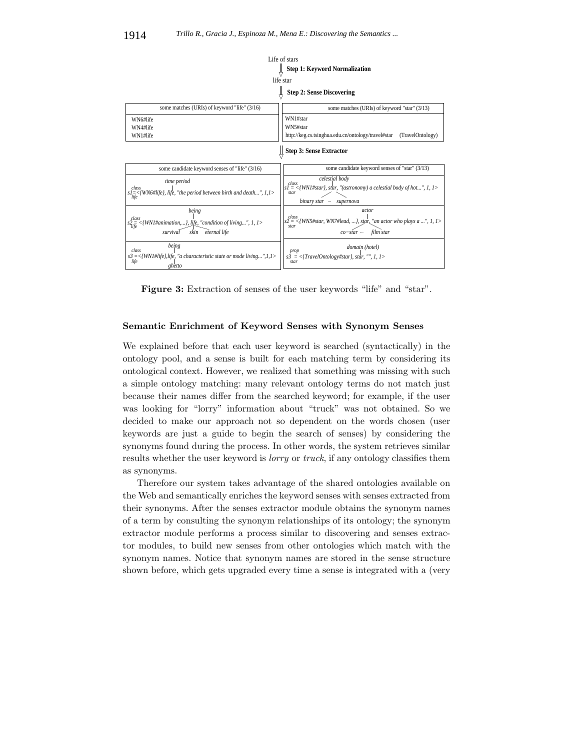Life of stars

**Step 1: Keyword Normalization**

life star

**Step 2: Sense Discovering**

| some matches (URIs) of keyword "life" (3/16) | some matches (URIs) of keyword "star" (3/13) |
|---|---|
| WN6#life | WN1#star |
| WN4#life | WN5#star |
| WN1#life | http://keg.cs.tsinghua.edu.cn/ontology/travel#star (TravelOntology) |

**Step 3: Sense Extractor**

| some candidate keyword senses of "life" (3/16) | some candidate keyword senses of "star" (3/13) |
|---|---|
| time period — $s1^{class}_{life}$ = <{WN6#life}, life, "the period between birth and death...", 1,1> | celestial body — $s1^{class}_{star}$ = <{WN1#star}, star, "(astronomy) a celestial body of hot...", 1, 1> — binary star ... supernova |
| being — $s2^{class}_{life}$ = <{WN1#animation,...}, life, "condition of living...", 1, 1> — survival, skin, eternal life | actor — $s2^{class}_{star}$ = <{WN5#star, WN7#lead, ...}, star, "an actor who plays a ...", 1, 1> — co−star ... film star |
| being — $s3^{class}_{life}$ = <{WN1#life},life, "a characteristic state or mode living...",1,1> — ghetto | domain (hotel) — $s3^{prop}_{star}$ = <{TravelOntology#star}, star, "", 1, 1> |

**Figure 3:** Extraction of senses of the user keywords "life" and "star".

### Semantic Enrichment of Keyword Senses with Synonym Senses

We explained before that each user keyword is searched (syntactically) in the ontology pool, and a sense is built for each matching term by considering its ontological context. However, we realized that something was missing with such a simple ontology matching: many relevant ontology terms do not match just because their names differ from the searched keyword; for example, if the user was looking for "lorry" information about "truck" was not obtained. So we decided to make our approach not so dependent on the words chosen (user keywords are just a guide to begin the search of senses) by considering the synonyms found during the process. In other words, the system retrieves similar results whether the user keyword is *lorry* or *truck*, if any ontology classifies them as synonyms.

Therefore our system takes advantage of the shared ontologies available on the Web and semantically enriches the keyword senses with senses extracted from their synonyms. After the senses extractor module obtains the synonym names of a term by consulting the synonym relationships of its ontology; the synonym extractor module performs a process similar to discovering and senses extractor modules, to build new senses from other ontologies which match with the synonym names. Notice that synonym names are stored in the sense structure shown before, which gets upgraded every time a sense is integrated with a (very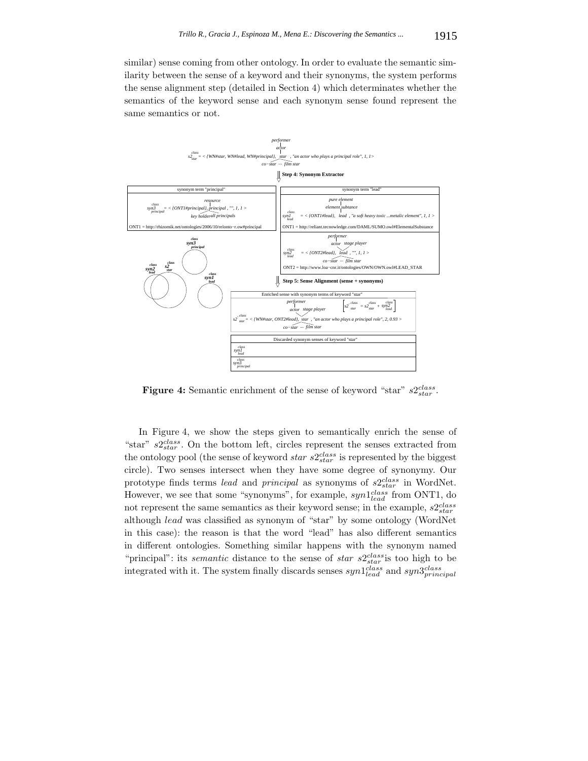similar) sense coming from other ontology. In order to evaluate the semantic similarity between the sense of a keyword and their synonyms, the system performs the sense alignment step (detailed in Section 4) which determinates whether the semantics of the keyword sense and each synonym sense found represent the same semantics or not.

**Figure 4:** Semantic enrichment of the sense of keyword "star" $s2^{class}_{star}$.

In Figure 4, we show the steps given to semantically enrich the sense of "star" $s2^{class}_{star}$. On the bottom left, circles represent the senses extracted from the ontology pool (the sense of keyword *star* $s2^{class}_{star}$ is represented by the biggest circle). Two senses intersect when they have some degree of synonymy. Our prototype finds terms *lead* and *principal* as synonyms of $s2^{class}_{star}$ in WordNet. However, we see that some "synonyms", for example, $syn1^{class}_{lead}$ from ONT1, do not represent the same semantics as their keyword sense; in the example, $s2^{class}_{star}$ although *lead* was classified as synonym of "star" by some ontology (WordNet in this case): the reason is that the word "lead" has also different semantics in different ontologies. Something similar happens with the synonym named "principal": its *semantic* distance to the sense of *star* $s2^{class}_{star}$is too high to be integrated with it. The system finally discards senses $syn1^{class}_{lead}$ and $syn3^{class}_{principal}$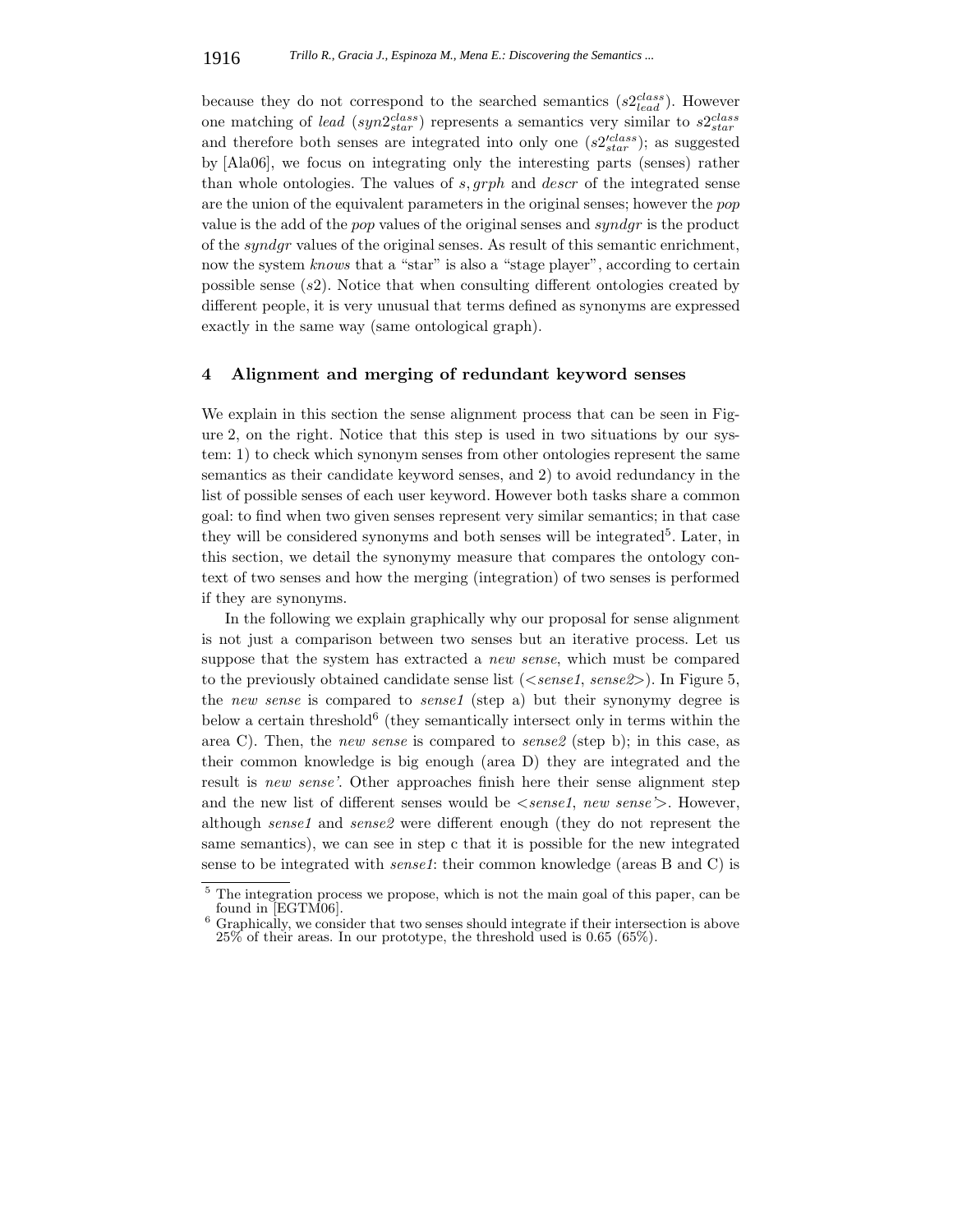because they do not correspond to the searched semantics ($s2_{lead}^{class}$). However one matching of *lead* ($syn2_{star}^{class}$) represents a semantics very similar to $s2_{star}^{class}$ and therefore both senses are integrated into only one ($s2'^{class}_{star}$); as suggested by [Ala06], we focus on integrating only the interesting parts (senses) rather than whole ontologies. The values of $s, grph$ and $descr$ of the integrated sense are the union of the equivalent parameters in the original senses; however the *pop* value is the add of the *pop* values of the original senses and *syndgr* is the product of the *syndgr* values of the original senses. As result of this semantic enrichment, now the system *knows* that a "star" is also a "stage player", according to certain possible sense ($s2$). Notice that when consulting different ontologies created by different people, it is very unusual that terms defined as synonyms are expressed exactly in the same way (same ontological graph).

## 4 Alignment and merging of redundant keyword senses

We explain in this section the sense alignment process that can be seen in Figure 2, on the right. Notice that this step is used in two situations by our system: 1) to check which synonym senses from other ontologies represent the same semantics as their candidate keyword senses, and 2) to avoid redundancy in the list of possible senses of each user keyword. However both tasks share a common goal: to find when two given senses represent very similar semantics; in that case they will be considered synonyms and both senses will be integrated[5]. Later, in this section, we detail the synonymy measure that compares the ontology context of two senses and how the merging (integration) of two senses is performed if they are synonyms.

In the following we explain graphically why our proposal for sense alignment is not just a comparison between two senses but an iterative process. Let us suppose that the system has extracted a *new sense*, which must be compared to the previously obtained candidate sense list (<*sense1*, *sense2*>). In Figure 5, the *new sense* is compared to *sense1* (step a) but their synonymy degree is below a certain threshold[6] (they semantically intersect only in terms within the area C). Then, the *new sense* is compared to *sense2* (step b); in this case, as their common knowledge is big enough (area D) they are integrated and the result is *new sense'*. Other approaches finish here their sense alignment step and the new list of different senses would be <*sense1*, *new sense'*>. However, although *sense1* and *sense2* were different enough (they do not represent the same semantics), we can see in step c that it is possible for the new integrated sense to be integrated with *sense1*: their common knowledge (areas B and C) is

[5] The integration process we propose, which is not the main goal of this paper, can be found in [EGTM06].

[6] Graphically, we consider that two senses should integrate if their intersection is above 25% of their areas. In our prototype, the threshold used is 0.65 (65%).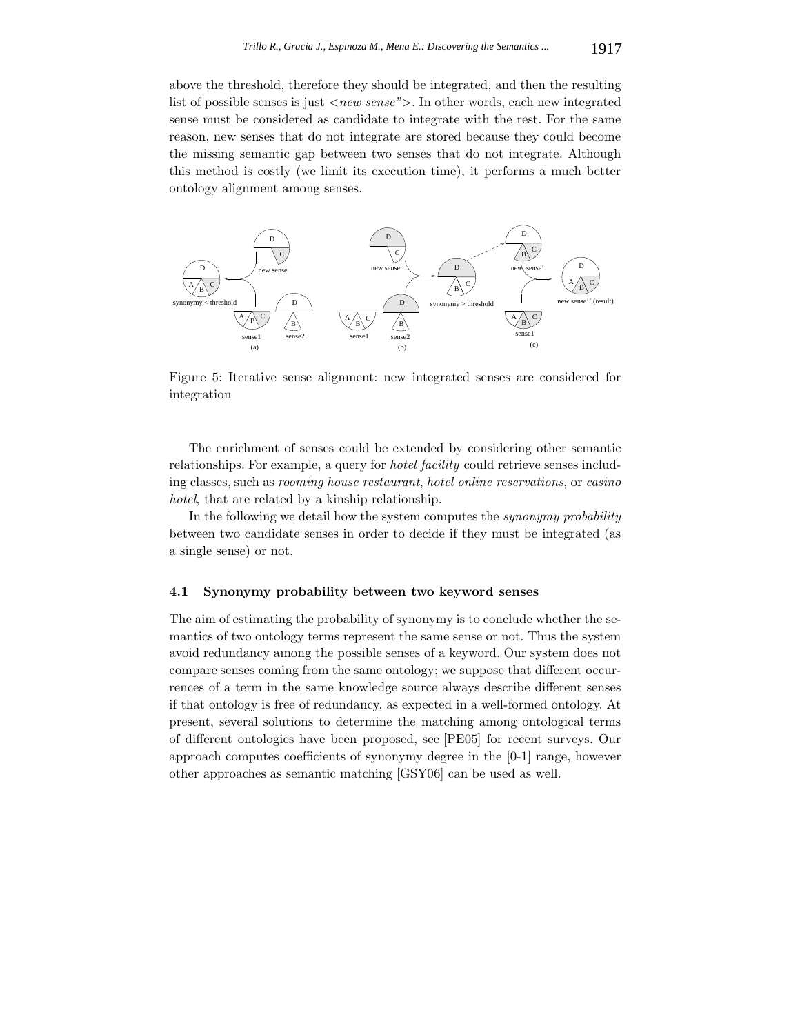above the threshold, therefore they should be integrated, and then the resulting list of possible senses is just <*new sense"*>. In other words, each new integrated sense must be considered as candidate to integrate with the rest. For the same reason, new senses that do not integrate are stored because they could become the missing semantic gap between two senses that do not integrate. Although this method is costly (we limit its execution time), it performs a much better ontology alignment among senses.

Figure 5: Iterative sense alignment: new integrated senses are considered for integration

The enrichment of senses could be extended by considering other semantic relationships. For example, a query for *hotel facility* could retrieve senses including classes, such as *rooming house restaurant*, *hotel online reservations*, or *casino hotel*, that are related by a kinship relationship.

In the following we detail how the system computes the *synonymy probability* between two candidate senses in order to decide if they must be integrated (as a single sense) or not.

### 4.1 Synonymy probability between two keyword senses

The aim of estimating the probability of synonymy is to conclude whether the semantics of two ontology terms represent the same sense or not. Thus the system avoid redundancy among the possible senses of a keyword. Our system does not compare senses coming from the same ontology; we suppose that different occurrences of a term in the same knowledge source always describe different senses if that ontology is free of redundancy, as expected in a well-formed ontology. At present, several solutions to determine the matching among ontological terms of different ontologies have been proposed, see [PE05] for recent surveys. Our approach computes coefficients of synonymy degree in the [0-1] range, however other approaches as semantic matching [GSY06] can be used as well.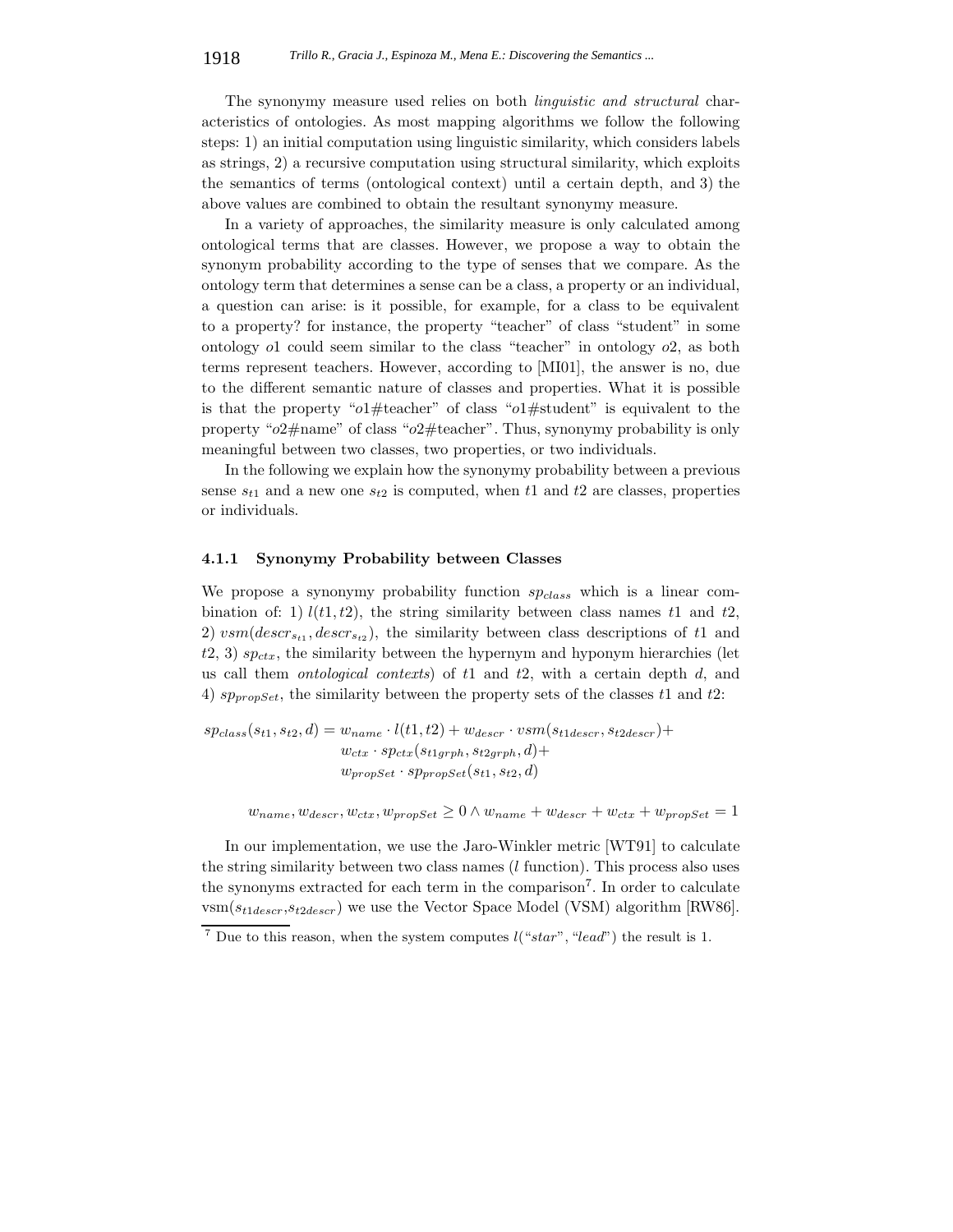The synonymy measure used relies on both *linguistic and structural* characteristics of ontologies. As most mapping algorithms we follow the following steps: 1) an initial computation using linguistic similarity, which considers labels as strings, 2) a recursive computation using structural similarity, which exploits the semantics of terms (ontological context) until a certain depth, and 3) the above values are combined to obtain the resultant synonymy measure.

In a variety of approaches, the similarity measure is only calculated among ontological terms that are classes. However, we propose a way to obtain the synonym probability according to the type of senses that we compare. As the ontology term that determines a sense can be a class, a property or an individual, a question can arise: is it possible, for example, for a class to be equivalent to a property? for instance, the property "teacher" of class "student" in some ontology $o1$ could seem similar to the class "teacher" in ontology $o2$, as both terms represent teachers. However, according to [MI01], the answer is no, due to the different semantic nature of classes and properties. What it is possible is that the property "$o1$#teacher" of class "$o1$#student" is equivalent to the property "$o2$#name" of class "$o2$#teacher". Thus, synonymy probability is only meaningful between two classes, two properties, or two individuals.

In the following we explain how the synonymy probability between a previous sense $s_{t1}$ and a new one $s_{t2}$ is computed, when $t1$ and $t2$ are classes, properties or individuals.

### 4.1.1 Synonymy Probability between Classes

We propose a synonymy probability function $sp_{class}$ which is a linear combination of: 1) $l(t1, t2)$, the string similarity between class names $t1$ and $t2$, 2) $vsm(descr_{s_{t1}}, descr_{s_{t2}})$, the similarity between class descriptions of $t1$ and $t2$, 3) $sp_{ctx}$, the similarity between the hypernym and hyponym hierarchies (let us call them *ontological contexts*) of $t1$ and $t2$, with a certain depth $d$, and 4) $sp_{propSet}$, the similarity between the property sets of the classes $t1$ and $t2$:

$$
\begin{aligned}
sp_{class}(s_{t1}, s_{t2}, d) = & \; w_{name} \cdot l(t1, t2) + w_{descr} \cdot vsm(s_{t1descr}, s_{t2descr}) + \\
& w_{ctx} \cdot sp_{ctx}(s_{t1grph}, s_{t2grph}, d) + \\
& w_{propSet} \cdot sp_{propSet}(s_{t1}, s_{t2}, d)
\end{aligned}
$$

$$
w_{name}, w_{descr}, w_{ctx}, w_{propSet} \geq 0 \wedge w_{name} + w_{descr} + w_{ctx} + w_{propSet} = 1
$$

In our implementation, we use the Jaro-Winkler metric [WT91] to calculate the string similarity between two class names ($l$ function). This process also uses the synonyms extracted for each term in the comparison[7]. In order to calculate vsm($s_{t1descr}$,$s_{t2descr}$) we use the Vector Space Model (VSM) algorithm [RW86].

[7] Due to this reason, when the system computes $l$("*star*", "*lead*") the result is 1.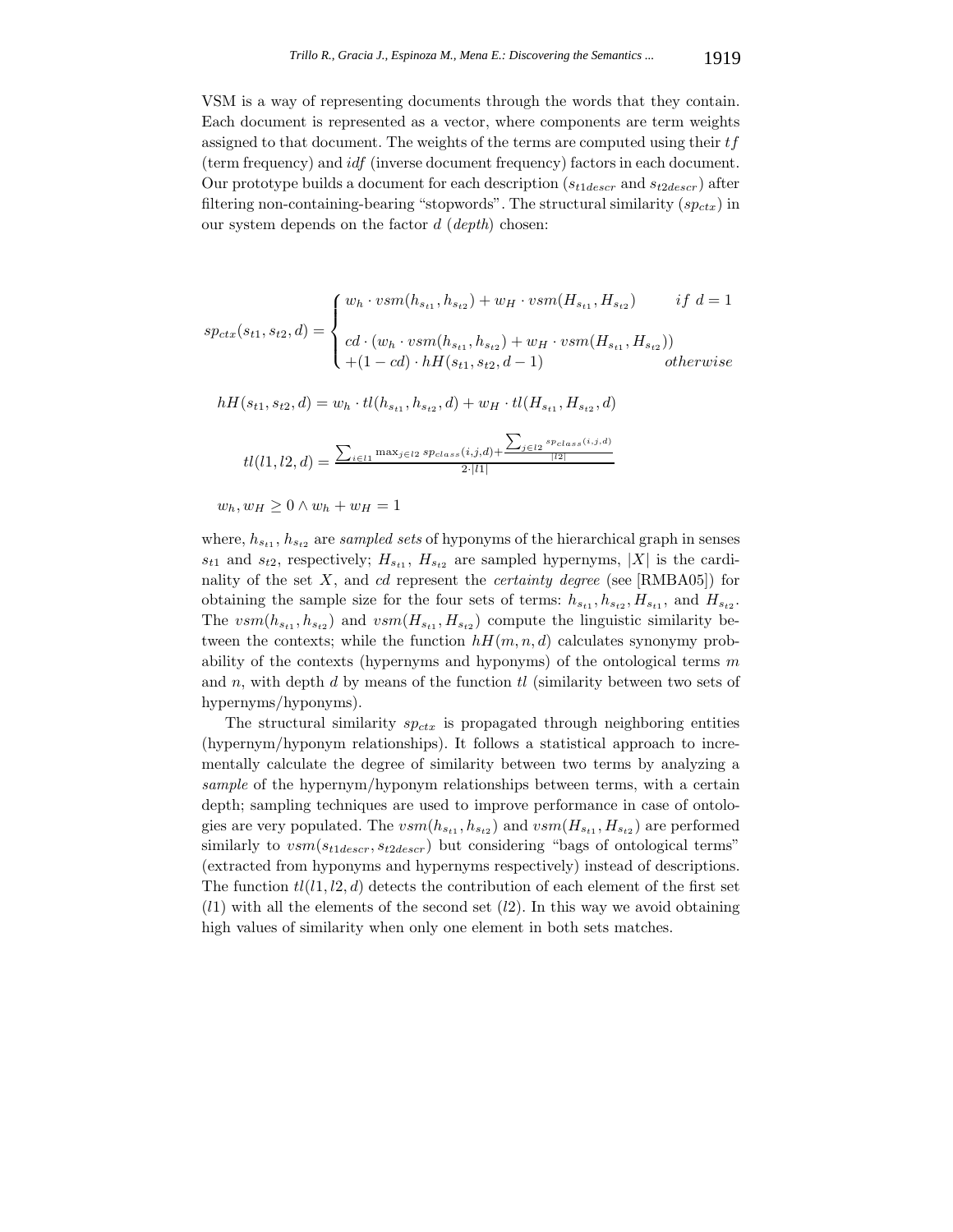VSM is a way of representing documents through the words that they contain. Each document is represented as a vector, where components are term weights assigned to that document. The weights of the terms are computed using their $tf$ (term frequency) and *idf* (inverse document frequency) factors in each document. Our prototype builds a document for each description ($s_{t1descr}$ and $s_{t2descr}$) after filtering non-containing-bearing "stopwords". The structural similarity ($sp_{ctx}$) in our system depends on the factor $d$ (*depth*) chosen:

$$
sp_{ctx}(s_{t1}, s_{t2}, d) = \begin{cases} w_h \cdot vsm(h_{s_{t1}}, h_{s_{t2}}) + w_H \cdot vsm(H_{s_{t1}}, H_{s_{t2}}) & if\ d = 1 \\ cd \cdot (w_h \cdot vsm(h_{s_{t1}}, h_{s_{t2}}) + w_H \cdot vsm(H_{s_{t1}}, H_{s_{t2}})) \\ +(1 - cd) \cdot hH(s_{t1}, s_{t2}, d - 1) & otherwise \end{cases}
$$

$$
hH(s_{t1}, s_{t2}, d) = w_h \cdot tl(h_{s_{t1}}, h_{s_{t2}}, d) + w_H \cdot tl(H_{s_{t1}}, H_{s_{t2}}, d)
$$

$$
tl(l1, l2, d) = \frac{\sum_{i \in l1} \max_{j \in l2} sp_{class}(i, j, d) + \frac{\sum_{j \in l2} sp_{class}(i, j, d)}{|l2|}}{2 \cdot |l1|}
$$

$$
w_h, w_H \geq 0 \land w_h + w_H = 1
$$

where, $h_{s_{t1}}$, $h_{s_{t2}}$ are *sampled sets* of hyponyms of the hierarchical graph in senses $s_{t1}$ and $s_{t2}$, respectively; $H_{s_{t1}}$, $H_{s_{t2}}$ are sampled hypernyms, $|X|$ is the cardinality of the set $X$, and $cd$ represent the *certainty degree* (see [RMBA05]) for obtaining the sample size for the four sets of terms: $h_{s_{t1}}, h_{s_{t2}}, H_{s_{t1}}$, and $H_{s_{t2}}$. The $vsm(h_{s_{t1}}, h_{s_{t2}})$ and $vsm(H_{s_{t1}}, H_{s_{t2}})$ compute the linguistic similarity between the contexts; while the function $hH(m, n, d)$ calculates synonymy probability of the contexts (hypernyms and hyponyms) of the ontological terms $m$ and $n$, with depth $d$ by means of the function $tl$ (similarity between two sets of hypernyms/hyponyms).

The structural similarity $sp_{ctx}$ is propagated through neighboring entities (hypernym/hyponym relationships). It follows a statistical approach to incrementally calculate the degree of similarity between two terms by analyzing a *sample* of the hypernym/hyponym relationships between terms, with a certain depth; sampling techniques are used to improve performance in case of ontologies are very populated. The $vsm(h_{s_{t1}}, h_{s_{t2}})$ and $vsm(H_{s_{t1}}, H_{s_{t2}})$ are performed similarly to $vsm(s_{t1descr}, s_{t2descr})$ but considering "bags of ontological terms" (extracted from hyponyms and hypernyms respectively) instead of descriptions. The function $tl(l1, l2, d)$ detects the contribution of each element of the first set ($l1$) with all the elements of the second set ($l2$). In this way we avoid obtaining high values of similarity when only one element in both sets matches.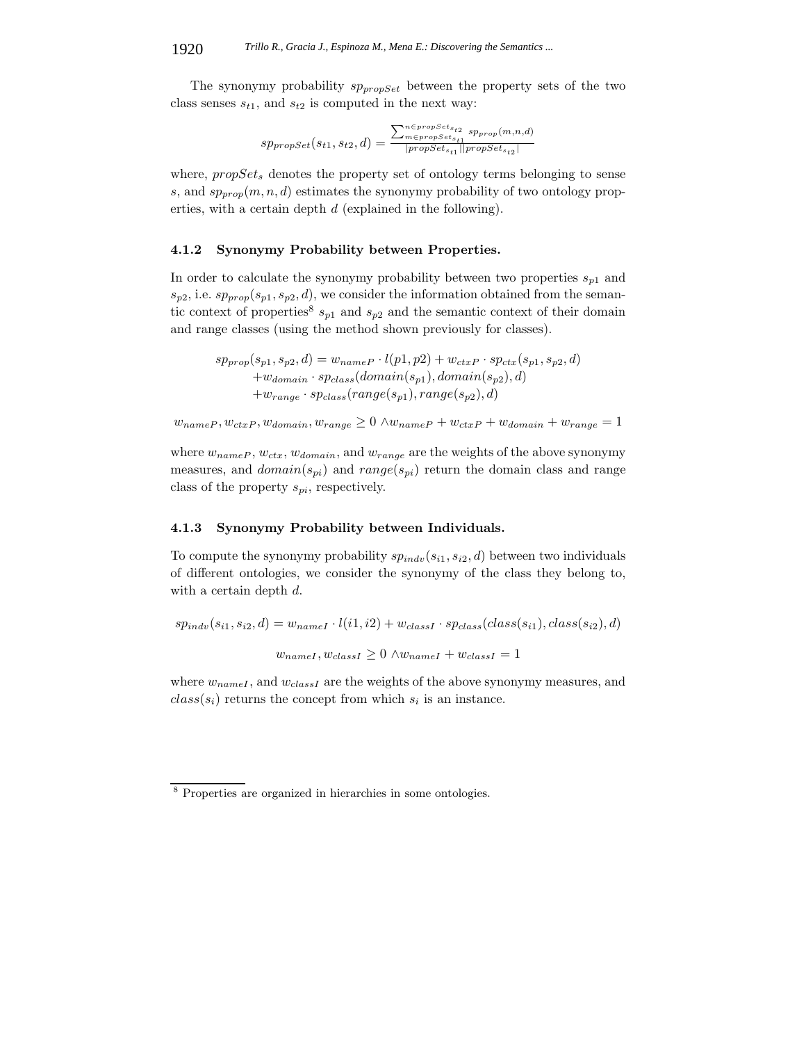The synonymy probability $sp_{propSet}$ between the property sets of the two class senses $s_{t1}$, and $s_{t2}$ is computed in the next way:

$$sp_{propSet}(s_{t1}, s_{t2}, d) = \frac{\sum_{m \in propSet_{s_{t1}}}^{n \in propSet_{s_{t2}}} sp_{prop}(m,n,d)}{|propSet_{s_{t1}}||propSet_{s_{t2}}|}$$

where, $propSet_s$ denotes the property set of ontology terms belonging to sense $s$, and $sp_{prop}(m, n, d)$ estimates the synonymy probability of two ontology properties, with a certain depth $d$ (explained in the following).

### 4.1.2 Synonymy Probability between Properties.

In order to calculate the synonymy probability between two properties $s_{p1}$ and $s_{p2}$, i.e. $sp_{prop}(s_{p1}, s_{p2}, d)$, we consider the information obtained from the semantic context of properties[8] $s_{p1}$ and $s_{p2}$ and the semantic context of their domain and range classes (using the method shown previously for classes).

$$\begin{aligned} sp_{prop}(s_{p1}, s_{p2}, d) = & \; w_{nameP} \cdot l(p1, p2) + w_{ctxP} \cdot sp_{ctx}(s_{p1}, s_{p2}, d) \\ & + w_{domain} \cdot sp_{class}(domain(s_{p1}), domain(s_{p2}), d) \\ & + w_{range} \cdot sp_{class}(range(s_{p1}), range(s_{p2}), d) \end{aligned}$$

$$w_{nameP}, w_{ctxP}, w_{domain}, w_{range} \geq 0 \wedge w_{nameP} + w_{ctxP} + w_{domain} + w_{range} = 1$$

where $w_{nameP}$, $w_{ctx}$, $w_{domain}$, and $w_{range}$ are the weights of the above synonymy measures, and $domain(s_{pi})$ and $range(s_{pi})$ return the domain class and range class of the property $s_{pi}$, respectively.

### 4.1.3 Synonymy Probability between Individuals.

To compute the synonymy probability $sp_{indv}(s_{i1}, s_{i2}, d)$ between two individuals of different ontologies, we consider the synonymy of the class they belong to, with a certain depth $d$.

$$sp_{indv}(s_{i1}, s_{i2}, d) = w_{nameI} \cdot l(i1, i2) + w_{classI} \cdot sp_{class}(class(s_{i1}), class(s_{i2}), d)$$

$$w_{nameI}, w_{classI} \geq 0 \wedge w_{nameI} + w_{classI} = 1$$

where $w_{nameI}$, and $w_{classI}$ are the weights of the above synonymy measures, and $class(s_i)$ returns the concept from which $s_i$ is an instance.

---

[8] Properties are organized in hierarchies in some ontologies.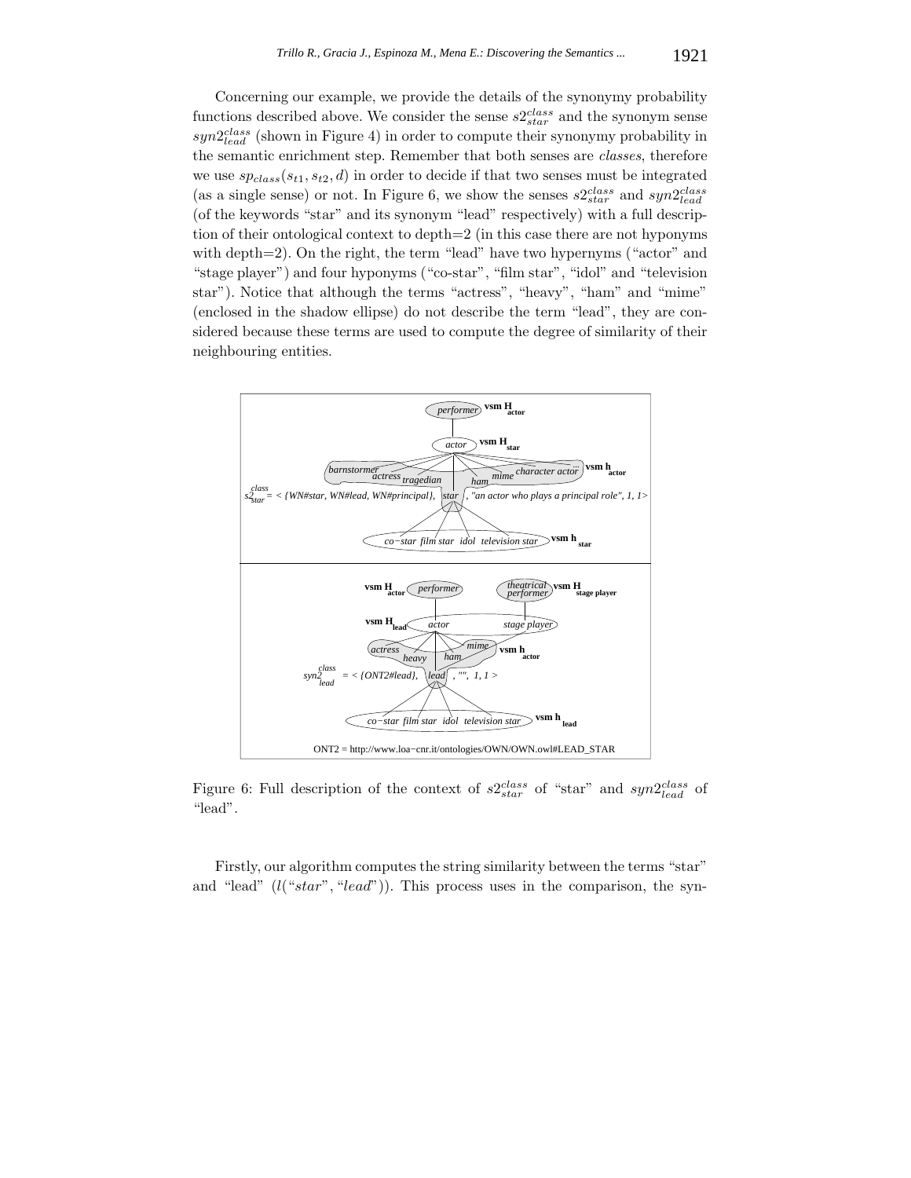Concerning our example, we provide the details of the synonymy probability functions described above. We consider the sense $s2^{class}_{star}$ and the synonym sense $syn2^{class}_{lead}$ (shown in Figure 4) in order to compute their synonymy probability in the semantic enrichment step. Remember that both senses are *classes*, therefore we use $sp_{class}(s_{t1}, s_{t2}, d)$ in order to decide if that two senses must be integrated (as a single sense) or not. In Figure 6, we show the senses $s2^{class}_{star}$ and $syn2^{class}_{lead}$ (of the keywords "star" and its synonym "lead" respectively) with a full description of their ontological context to depth=2 (in this case there are not hyponyms with depth=2). On the right, the term "lead" have two hypernyms ("actor" and "stage player") and four hyponyms ("co-star", "film star", "idol" and "television star"). Notice that although the terms "actress", "heavy", "ham" and "mime" (enclosed in the shadow ellipse) do not describe the term "lead", they are considered because these terms are used to compute the degree of similarity of their neighbouring entities.

Figure 6: Full description of the context of $s2^{class}_{star}$ of "star" and $syn2^{class}_{lead}$ of "lead".

Firstly, our algorithm computes the string similarity between the terms "star" and "lead" ($l(\text{"}star\text{"}, \text{"}lead\text{"})$). This process uses in the comparison, the syn-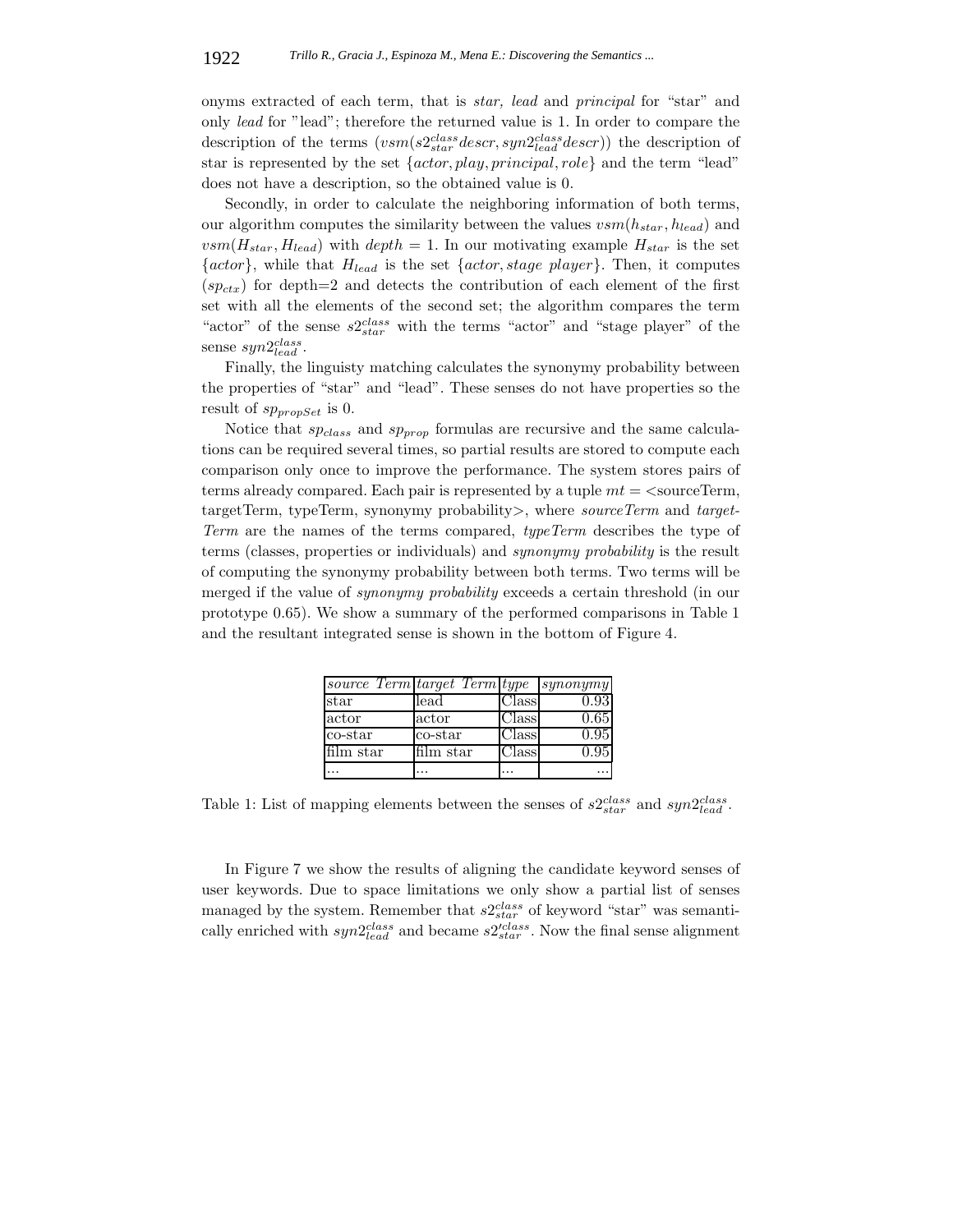onyms extracted of each term, that is *star, lead* and *principal* for "star" and only *lead* for "lead"; therefore the returned value is 1. In order to compare the description of the terms ($vsm(s2_{star}^{class}descr, syn2_{lead}^{class}descr)$) the description of star is represented by the set $\{actor, play, principal, role\}$ and the term "lead" does not have a description, so the obtained value is 0.

Secondly, in order to calculate the neighboring information of both terms, our algorithm computes the similarity between the values $vsm(h_{star}, h_{lead})$ and $vsm(H_{star}, H_{lead})$ with $depth = 1$. In our motivating example $H_{star}$ is the set $\{actor\}$, while that $H_{lead}$ is the set $\{actor, stage\ player\}$. Then, it computes $(sp_{ctx})$ for depth=2 and detects the contribution of each element of the first set with all the elements of the second set; the algorithm compares the term "actor" of the sense $s2_{star}^{class}$ with the terms "actor" and "stage player" of the sense $syn2_{lead}^{class}$.

Finally, the linguisty matching calculates the synonymy probability between the properties of "star" and "lead". These senses do not have properties so the result of $sp_{propSet}$ is 0.

Notice that $sp_{class}$ and $sp_{prop}$ formulas are recursive and the same calculations can be required several times, so partial results are stored to compute each comparison only once to improve the performance. The system stores pairs of terms already compared. Each pair is represented by a tuple $mt$ = <sourceTerm, targetTerm, typeTerm, synonymy probability>, where *sourceTerm* and *targetTerm* are the names of the terms compared, *typeTerm* describes the type of terms (classes, properties or individuals) and *synonymy probability* is the result of computing the synonymy probability between both terms. Two terms will be merged if the value of *synonymy probability* exceeds a certain threshold (in our prototype 0.65). We show a summary of the performed comparisons in Table 1 and the resultant integrated sense is shown in the bottom of Figure 4.

| *source Term* | *target Term* | *type* | *synonymy* |
|---|---|---|---|
| star | lead | Class | 0.93 |
| actor | actor | Class | 0.65 |
| co-star | co-star | Class | 0.95 |
| film star | film star | Class | 0.95 |
| ... | ... | ... | ... |

Table 1: List of mapping elements between the senses of $s2_{star}^{class}$ and $syn2_{lead}^{class}$.

In Figure 7 we show the results of aligning the candidate keyword senses of user keywords. Due to space limitations we only show a partial list of senses managed by the system. Remember that $s2_{star}^{class}$ of keyword "star" was semantically enriched with $syn2_{lead}^{class}$ and became $s2_{star}^{\prime class}$. Now the final sense alignment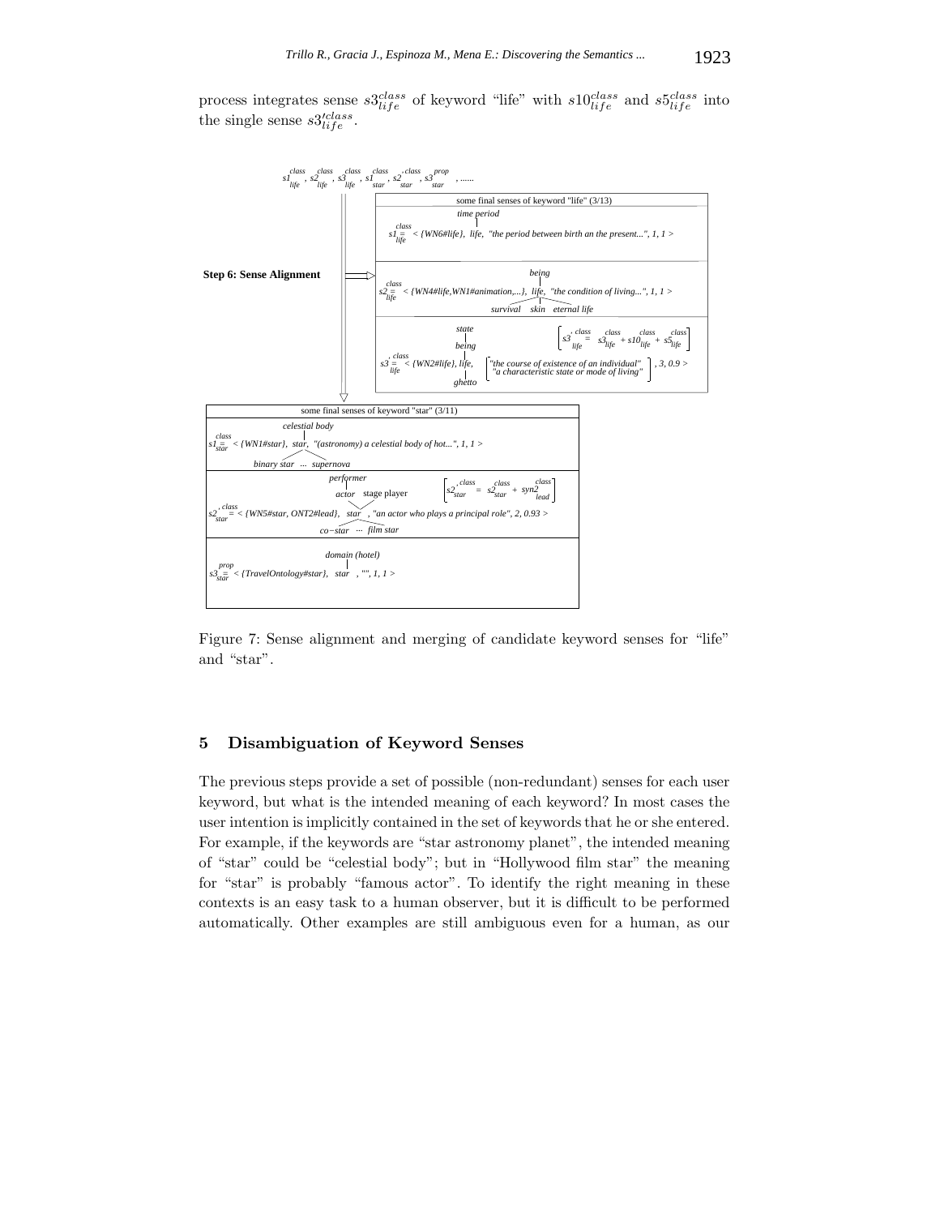process integrates sense $s3^{class}_{life}$ of keyword "life" with $s10^{class}_{life}$ and $s5^{class}_{life}$ into the single sense $s3'^{class}_{life}$.

Figure 7: Sense alignment and merging of candidate keyword senses for "life" and "star".

## 5 Disambiguation of Keyword Senses

The previous steps provide a set of possible (non-redundant) senses for each user keyword, but what is the intended meaning of each keyword? In most cases the user intention is implicitly contained in the set of keywords that he or she entered. For example, if the keywords are "star astronomy planet", the intended meaning of "star" could be "celestial body"; but in "Hollywood film star" the meaning for "star" is probably "famous actor". To identify the right meaning in these contexts is an easy task to a human observer, but it is difficult to be performed automatically. Other examples are still ambiguous even for a human, as our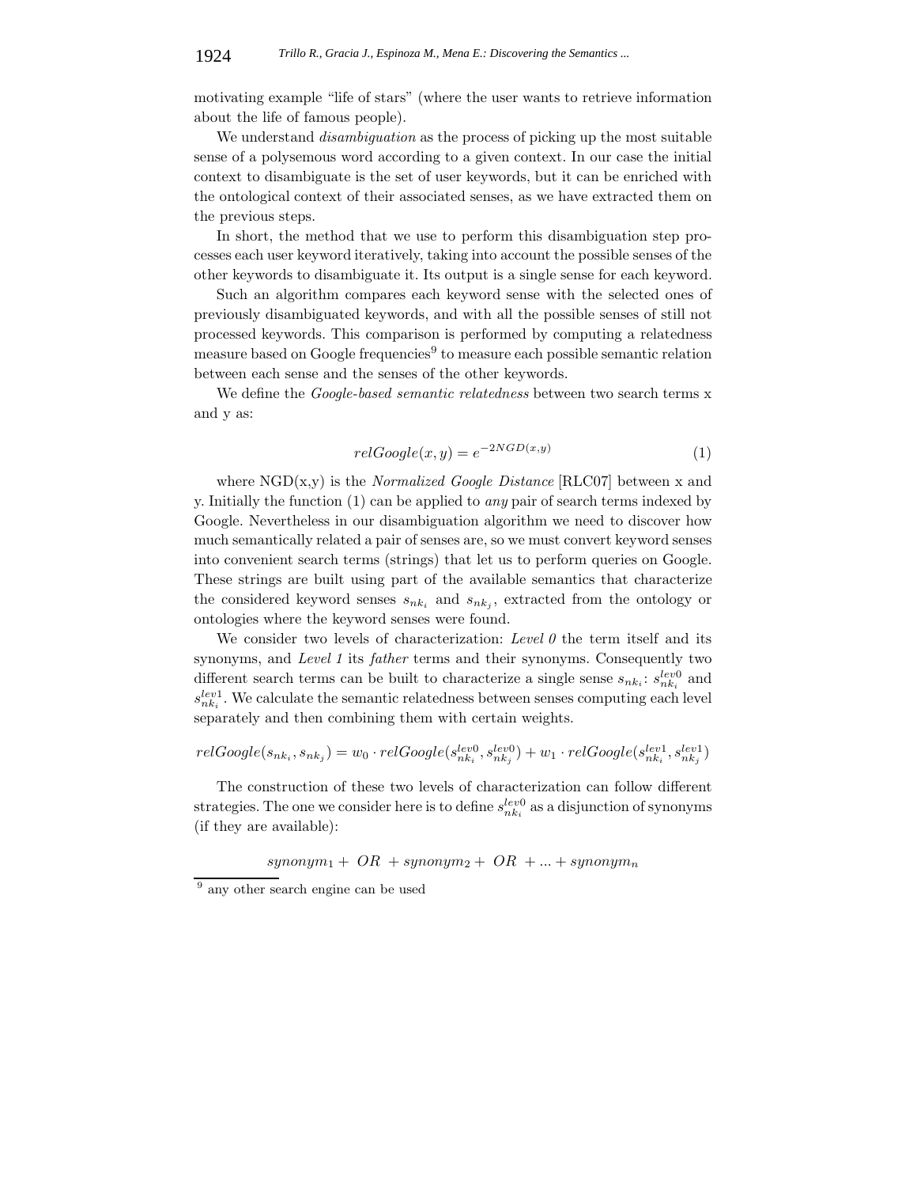motivating example "life of stars" (where the user wants to retrieve information about the life of famous people).

We understand *disambiguation* as the process of picking up the most suitable sense of a polysemous word according to a given context. In our case the initial context to disambiguate is the set of user keywords, but it can be enriched with the ontological context of their associated senses, as we have extracted them on the previous steps.

In short, the method that we use to perform this disambiguation step processes each user keyword iteratively, taking into account the possible senses of the other keywords to disambiguate it. Its output is a single sense for each keyword.

Such an algorithm compares each keyword sense with the selected ones of previously disambiguated keywords, and with all the possible senses of still not processed keywords. This comparison is performed by computing a relatedness measure based on Google frequencies[9] to measure each possible semantic relation between each sense and the senses of the other keywords.

We define the *Google-based semantic relatedness* between two search terms x and y as:

$$relGoogle(x, y) = e^{-2NGD(x,y)} \tag{1}$$

where NGD(x,y) is the *Normalized Google Distance* [RLC07] between x and y. Initially the function (1) can be applied to *any* pair of search terms indexed by Google. Nevertheless in our disambiguation algorithm we need to discover how much semantically related a pair of senses are, so we must convert keyword senses into convenient search terms (strings) that let us to perform queries on Google. These strings are built using part of the available semantics that characterize the considered keyword senses $s_{nk_i}$ and $s_{nk_j}$, extracted from the ontology or ontologies where the keyword senses were found.

We consider two levels of characterization: *Level 0* the term itself and its synonyms, and *Level 1* its *father* terms and their synonyms. Consequently two different search terms can be built to characterize a single sense $s_{nk_i}$: $s_{nk_i}^{lev0}$ and $s_{nk_i}^{lev1}$. We calculate the semantic relatedness between senses computing each level separately and then combining them with certain weights.

$$relGoogle(s_{nk_i}, s_{nk_j}) = w_0 \cdot relGoogle(s_{nk_i}^{lev0}, s_{nk_j}^{lev0}) + w_1 \cdot relGoogle(s_{nk_i}^{lev1}, s_{nk_j}^{lev1})$$

The construction of these two levels of characterization can follow different strategies. The one we consider here is to define $s_{nk_i}^{lev0}$ as a disjunction of synonyms (if they are available):

$$synonym_1 + \ OR \ + synonym_2 + \ OR \ + ... + synonym_n$$

---

[9] any other search engine can be used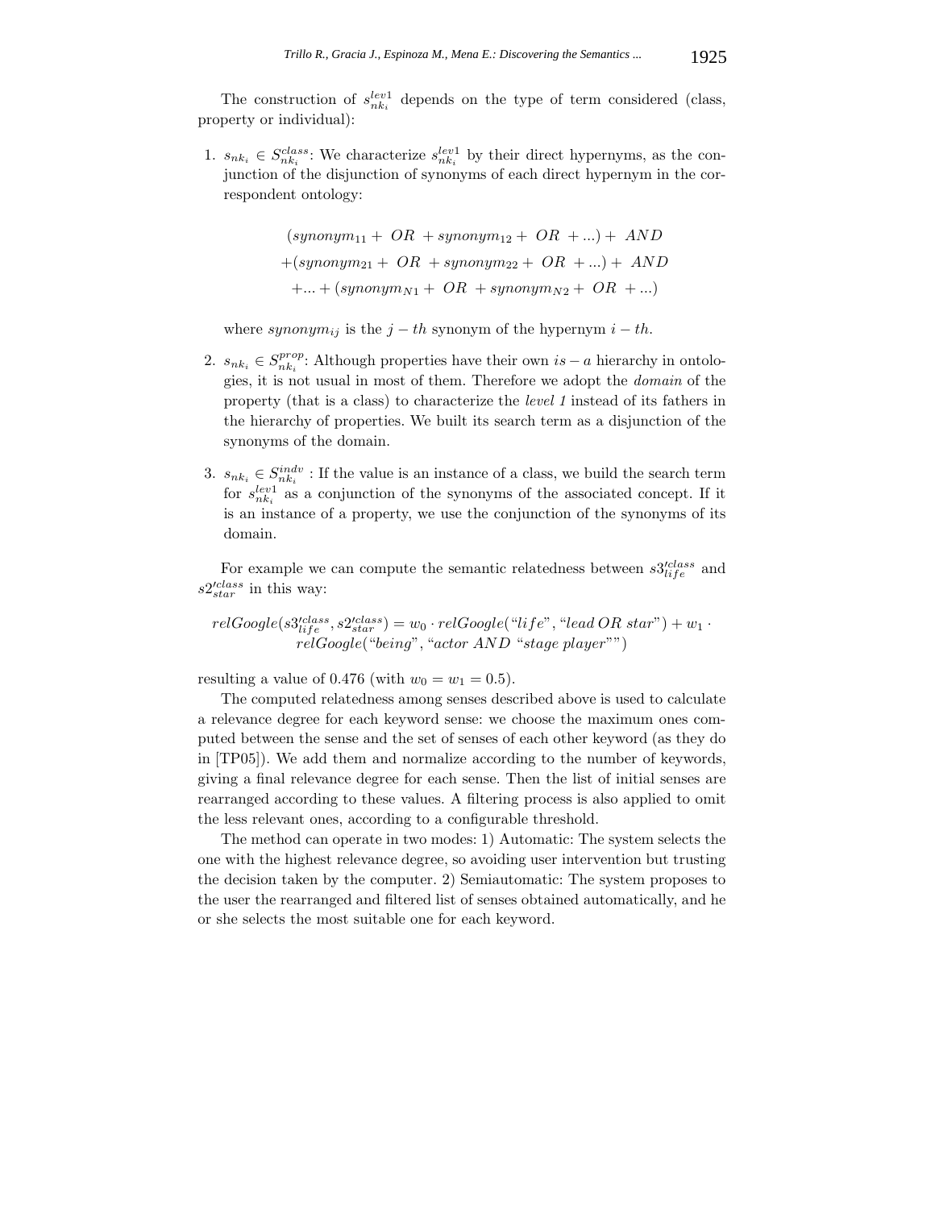The construction of $s_{nk_i}^{lev1}$ depends on the type of term considered (class, property or individual):

1. $s_{nk_i} \in S_{nk_i}^{class}$: We characterize $s_{nk_i}^{lev1}$ by their direct hypernyms, as the conjunction of the disjunction of synonyms of each direct hypernym in the correspondent ontology:

$$(synonym_{11} + \ OR \ + synonym_{12} + \ OR \ + ...) + \ AND$$
$$+ (synonym_{21} + \ OR \ + synonym_{22} + \ OR \ + ...) + \ AND$$
$$+ ... + (synonym_{N1} + \ OR \ + synonym_{N2} + \ OR \ + ...)$$

   where $synonym_{ij}$ is the $j-th$ synonym of the hypernym $i-th$.

2. $s_{nk_i} \in S_{nk_i}^{prop}$: Although properties have their own $is-a$ hierarchy in ontologies, it is not usual in most of them. Therefore we adopt the *domain* of the property (that is a class) to characterize the *level 1* instead of its fathers in the hierarchy of properties. We built its search term as a disjunction of the synonyms of the domain.

3. $s_{nk_i} \in S_{nk_i}^{indv}$ : If the value is an instance of a class, we build the search term for $s_{nk_i}^{lev1}$ as a conjunction of the synonyms of the associated concept. If it is an instance of a property, we use the conjunction of the synonyms of its domain.

For example we can compute the semantic relatedness between $s3_{life}^{\prime class}$ and $s2_{star}^{\prime class}$ in this way:

$$relGoogle(s3_{life}^{\prime class}, s2_{star}^{\prime class}) = w_0 \cdot relGoogle(\text{“}life\text{”}, \text{“}lead\, OR\, star\text{”}) + w_1 \cdot relGoogle(\text{“}being\text{”}, \text{“}actor\ AND\ \text{“}stage\ player\text{””})$$

resulting a value of 0.476 (with $w_0 = w_1 = 0.5$).

The computed relatedness among senses described above is used to calculate a relevance degree for each keyword sense: we choose the maximum ones computed between the sense and the set of senses of each other keyword (as they do in [TP05]). We add them and normalize according to the number of keywords, giving a final relevance degree for each sense. Then the list of initial senses are rearranged according to these values. A filtering process is also applied to omit the less relevant ones, according to a configurable threshold.

The method can operate in two modes: 1) Automatic: The system selects the one with the highest relevance degree, so avoiding user intervention but trusting the decision taken by the computer. 2) Semiautomatic: The system proposes to the user the rearranged and filtered list of senses obtained automatically, and he or she selects the most suitable one for each keyword.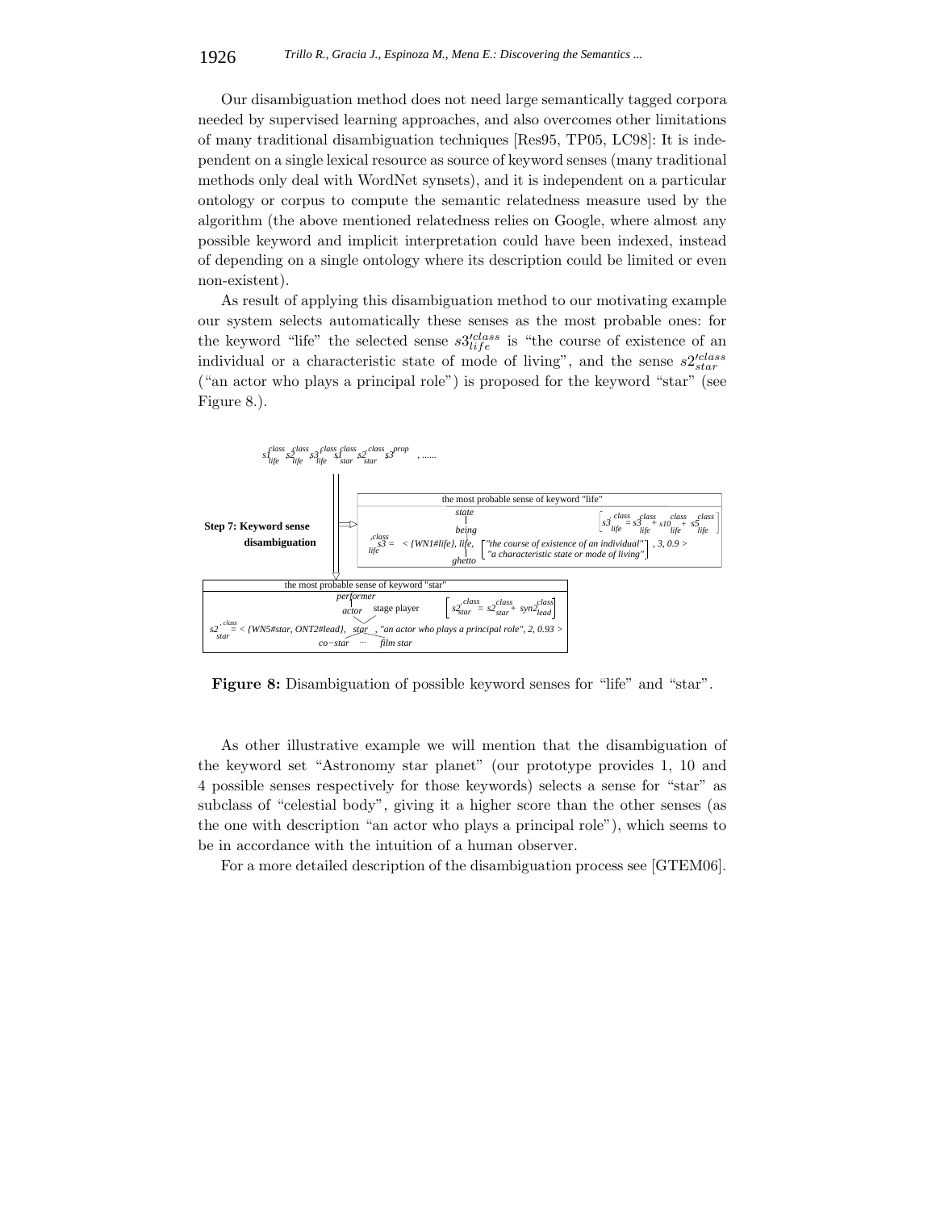Our disambiguation method does not need large semantically tagged corpora needed by supervised learning approaches, and also overcomes other limitations of many traditional disambiguation techniques [Res95, TP05, LC98]: It is independent on a single lexical resource as source of keyword senses (many traditional methods only deal with WordNet synsets), and it is independent on a particular ontology or corpus to compute the semantic relatedness measure used by the algorithm (the above mentioned relatedness relies on Google, where almost any possible keyword and implicit interpretation could have been indexed, instead of depending on a single ontology where its description could be limited or even non-existent).

As result of applying this disambiguation method to our motivating example our system selects automatically these senses as the most probable ones: for the keyword "life" the selected sense $s3'^{class}_{life}$ is "the course of existence of an individual or a characteristic state of mode of living", and the sense $s2'^{class}_{star}$ ("an actor who plays a principal role") is proposed for the keyword "star" (see Figure 8.).

**Figure 8:** Disambiguation of possible keyword senses for "life" and "star".

As other illustrative example we will mention that the disambiguation of the keyword set "Astronomy star planet" (our prototype provides 1, 10 and 4 possible senses respectively for those keywords) selects a sense for "star" as subclass of "celestial body", giving it a higher score than the other senses (as the one with description "an actor who plays a principal role"), which seems to be in accordance with the intuition of a human observer.

For a more detailed description of the disambiguation process see [GTEM06].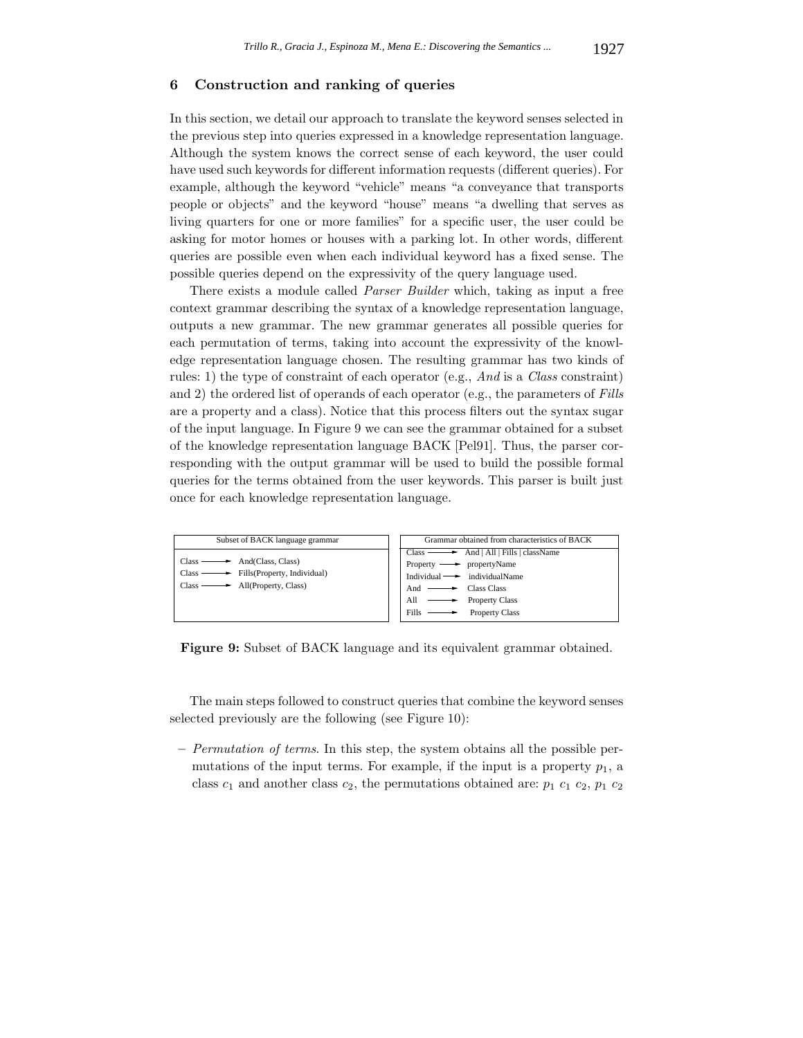## 6 Construction and ranking of queries

In this section, we detail our approach to translate the keyword senses selected in the previous step into queries expressed in a knowledge representation language. Although the system knows the correct sense of each keyword, the user could have used such keywords for different information requests (different queries). For example, although the keyword "vehicle" means "a conveyance that transports people or objects" and the keyword "house" means "a dwelling that serves as living quarters for one or more families" for a specific user, the user could be asking for motor homes or houses with a parking lot. In other words, different queries are possible even when each individual keyword has a fixed sense. The possible queries depend on the expressivity of the query language used.

There exists a module called *Parser Builder* which, taking as input a free context grammar describing the syntax of a knowledge representation language, outputs a new grammar. The new grammar generates all possible queries for each permutation of terms, taking into account the expressivity of the knowledge representation language chosen. The resulting grammar has two kinds of rules: 1) the type of constraint of each operator (e.g., *And* is a *Class* constraint) and 2) the ordered list of operands of each operator (e.g., the parameters of *Fills* are a property and a class). Notice that this process filters out the syntax sugar of the input language. In Figure 9 we can see the grammar obtained for a subset of the knowledge representation language BACK [Pel91]. Thus, the parser corresponding with the output grammar will be used to build the possible formal queries for the terms obtained from the user keywords. This parser is built just once for each knowledge representation language.

| Subset of BACK language grammar |
|---|
| Class → And(Class, Class) |
| Class → Fills(Property, Individual) |
| Class → All(Property, Class) |

| Grammar obtained from characteristics of BACK |
|---|
| Class → And \| All \| Fills \| className |
| Property → propertyName |
| Individual → individualName |
| And → Class Class |
| All → Property Class |
| Fills → Property Class |

**Figure 9:** Subset of BACK language and its equivalent grammar obtained.

The main steps followed to construct queries that combine the keyword senses selected previously are the following (see Figure 10):

– *Permutation of terms*. In this step, the system obtains all the possible permutations of the input terms. For example, if the input is a property $p_1$, a class $c_1$ and another class $c_2$, the permutations obtained are: $p_1$ $c_1$ $c_2$, $p_1$ $c_2$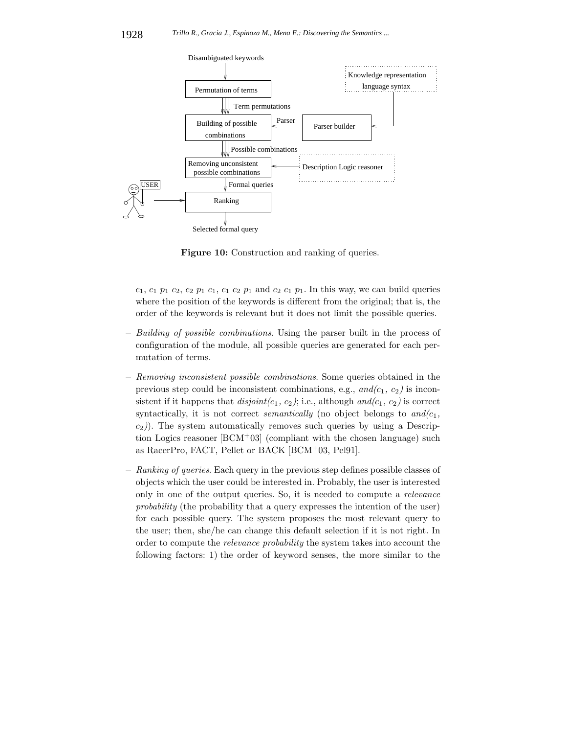**Figure 10:** Construction and ranking of queries.

$c_1$, $c_1$ $p_1$ $c_2$, $c_2$ $p_1$ $c_1$, $c_1$ $c_2$ $p_1$ and $c_2$ $c_1$ $p_1$. In this way, we can build queries where the position of the keywords is different from the original; that is, the order of the keywords is relevant but it does not limit the possible queries.

– *Building of possible combinations*. Using the parser built in the process of configuration of the module, all possible queries are generated for each permutation of terms.

– *Removing inconsistent possible combinations*. Some queries obtained in the previous step could be inconsistent combinations, e.g., *and*($c_1$, $c_2$) is inconsistent if it happens that *disjoint*($c_1$, $c_2$); i.e., although *and*($c_1$, $c_2$) is correct syntactically, it is not correct *semantically* (no object belongs to *and*($c_1$, $c_2$)). The system automatically removes such queries by using a Description Logics reasoner [BCM+03] (compliant with the chosen language) such as RacerPro, FACT, Pellet or BACK [BCM+03, Pel91].

– *Ranking of queries*. Each query in the previous step defines possible classes of objects which the user could be interested in. Probably, the user is interested only in one of the output queries. So, it is needed to compute a *relevance probability* (the probability that a query expresses the intention of the user) for each possible query. The system proposes the most relevant query to the user; then, she/he can change this default selection if it is not right. In order to compute the *relevance probability* the system takes into account the following factors: 1) the order of keyword senses, the more similar to the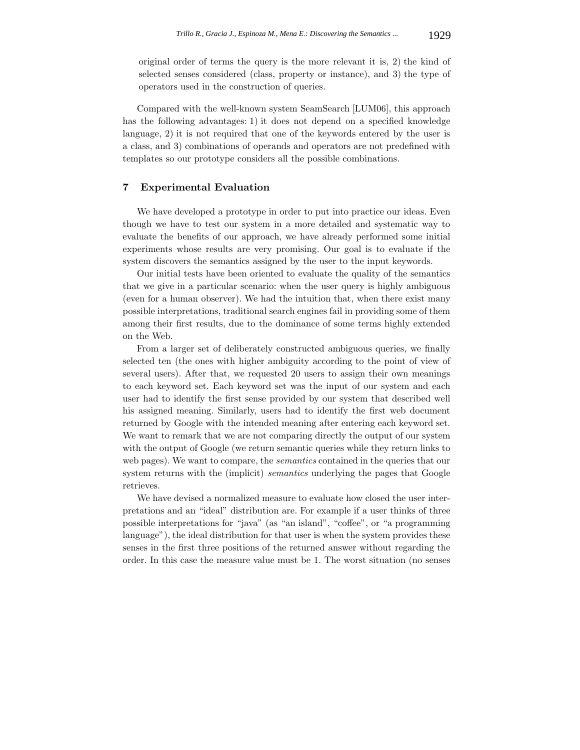original order of terms the query is the more relevant it is, 2) the kind of selected senses considered (class, property or instance), and 3) the type of operators used in the construction of queries.

Compared with the well-known system SeamSearch [LUM06], this approach has the following advantages: 1) it does not depend on a specified knowledge language, 2) it is not required that one of the keywords entered by the user is a class, and 3) combinations of operands and operators are not predefined with templates so our prototype considers all the possible combinations.

## 7 Experimental Evaluation

We have developed a prototype in order to put into practice our ideas. Even though we have to test our system in a more detailed and systematic way to evaluate the benefits of our approach, we have already performed some initial experiments whose results are very promising. Our goal is to evaluate if the system discovers the semantics assigned by the user to the input keywords.

Our initial tests have been oriented to evaluate the quality of the semantics that we give in a particular scenario: when the user query is highly ambiguous (even for a human observer). We had the intuition that, when there exist many possible interpretations, traditional search engines fail in providing some of them among their first results, due to the dominance of some terms highly extended on the Web.

From a larger set of deliberately constructed ambiguous queries, we finally selected ten (the ones with higher ambiguity according to the point of view of several users). After that, we requested 20 users to assign their own meanings to each keyword set. Each keyword set was the input of our system and each user had to identify the first sense provided by our system that described well his assigned meaning. Similarly, users had to identify the first web document returned by Google with the intended meaning after entering each keyword set. We want to remark that we are not comparing directly the output of our system with the output of Google (we return semantic queries while they return links to web pages). We want to compare, the *semantics* contained in the queries that our system returns with the (implicit) *semantics* underlying the pages that Google retrieves.

We have devised a normalized measure to evaluate how closed the user interpretations and an "ideal" distribution are. For example if a user thinks of three possible interpretations for "java" (as "an island", "coffee", or "a programming language"), the ideal distribution for that user is when the system provides these senses in the first three positions of the returned answer without regarding the order. In this case the measure value must be 1. The worst situation (no senses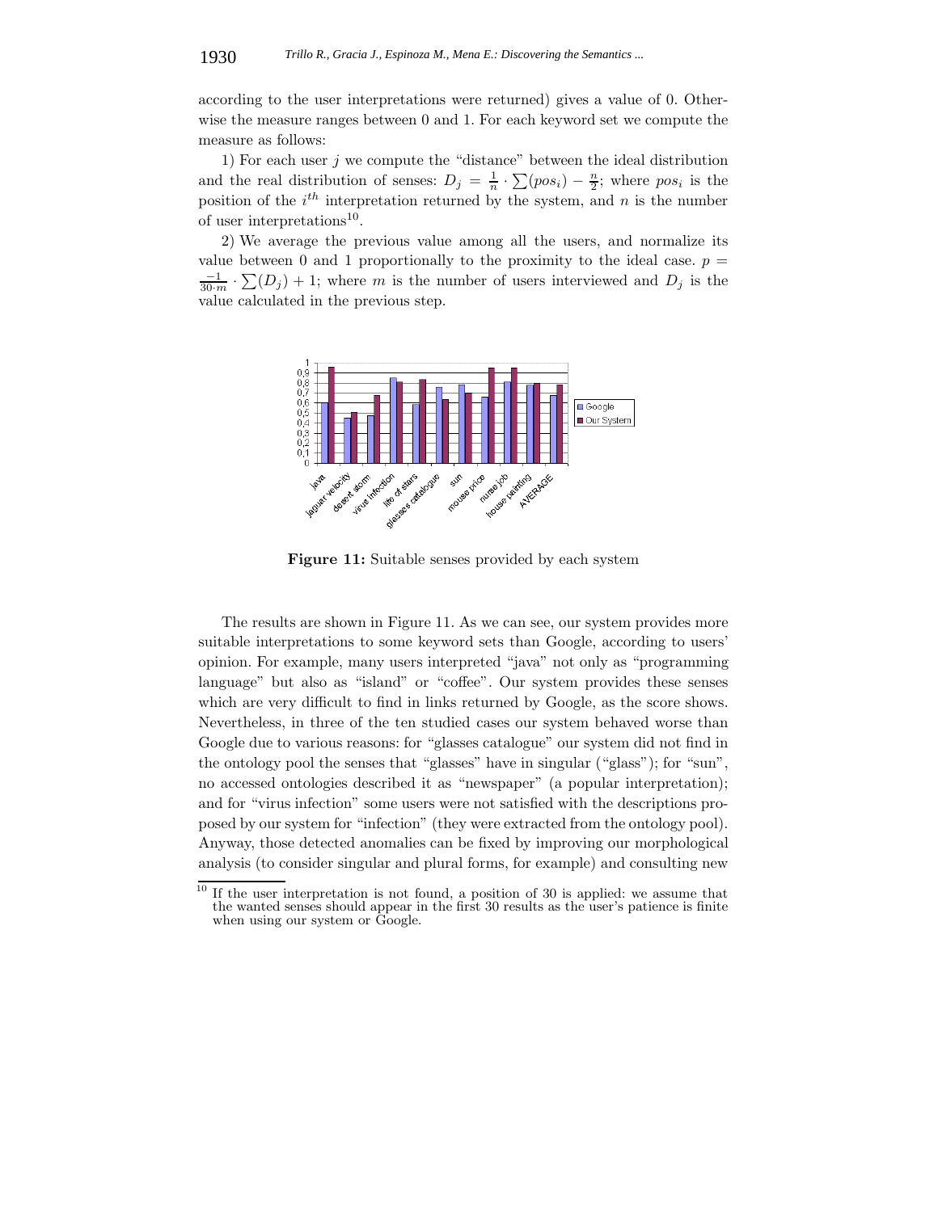according to the user interpretations were returned) gives a value of 0. Otherwise the measure ranges between 0 and 1. For each keyword set we compute the measure as follows:

1) For each user $j$ we compute the "distance" between the ideal distribution and the real distribution of senses: $D_j = \frac{1}{n} \cdot \sum(pos_i) - \frac{n}{2}$; where $pos_i$ is the position of the $i^{th}$ interpretation returned by the system, and $n$ is the number of user interpretations[10].

2) We average the previous value among all the users, and normalize its value between 0 and 1 proportionally to the proximity to the ideal case. $p = \frac{-1}{30 \cdot m} \cdot \sum(D_j) + 1$; where $m$ is the number of users interviewed and $D_j$ is the value calculated in the previous step.

**Figure 11:** Suitable senses provided by each system

The results are shown in Figure 11. As we can see, our system provides more suitable interpretations to some keyword sets than Google, according to users' opinion. For example, many users interpreted "java" not only as "programming language" but also as "island" or "coffee". Our system provides these senses which are very difficult to find in links returned by Google, as the score shows. Nevertheless, in three of the ten studied cases our system behaved worse than Google due to various reasons: for "glasses catalogue" our system did not find in the ontology pool the senses that "glasses" have in singular ("glass"); for "sun", no accessed ontologies described it as "newspaper" (a popular interpretation); and for "virus infection" some users were not satisfied with the descriptions proposed by our system for "infection" (they were extracted from the ontology pool). Anyway, those detected anomalies can be fixed by improving our morphological analysis (to consider singular and plural forms, for example) and consulting new

[10] If the user interpretation is not found, a position of 30 is applied: we assume that the wanted senses should appear in the first 30 results as the user's patience is finite when using our system or Google.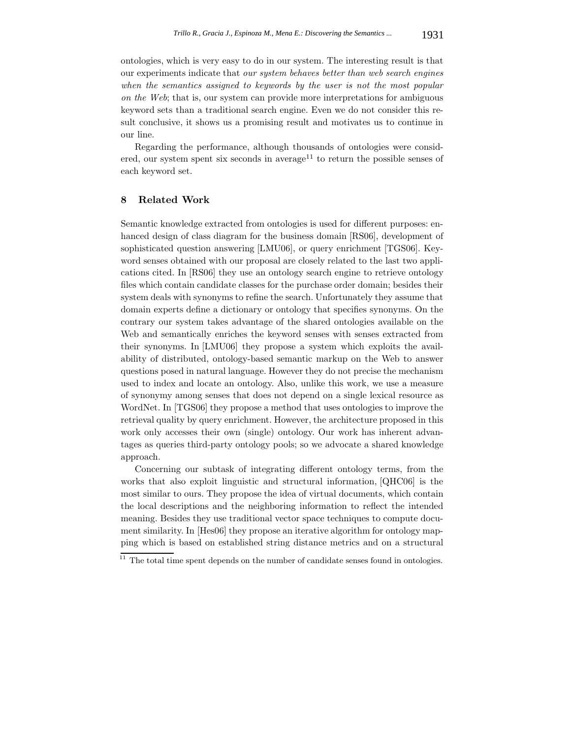ontologies, which is very easy to do in our system. The interesting result is that our experiments indicate that *our system behaves better than web search engines when the semantics assigned to keywords by the user is not the most popular on the Web*; that is, our system can provide more interpretations for ambiguous keyword sets than a traditional search engine. Even we do not consider this result conclusive, it shows us a promising result and motivates us to continue in our line.

Regarding the performance, although thousands of ontologies were considered, our system spent six seconds in average[11] to return the possible senses of each keyword set.

## 8 Related Work

Semantic knowledge extracted from ontologies is used for different purposes: enhanced design of class diagram for the business domain [RS06], development of sophisticated question answering [LMU06], or query enrichment [TGS06]. Keyword senses obtained with our proposal are closely related to the last two applications cited. In [RS06] they use an ontology search engine to retrieve ontology files which contain candidate classes for the purchase order domain; besides their system deals with synonyms to refine the search. Unfortunately they assume that domain experts define a dictionary or ontology that specifies synonyms. On the contrary our system takes advantage of the shared ontologies available on the Web and semantically enriches the keyword senses with senses extracted from their synonyms. In [LMU06] they propose a system which exploits the availability of distributed, ontology-based semantic markup on the Web to answer questions posed in natural language. However they do not precise the mechanism used to index and locate an ontology. Also, unlike this work, we use a measure of synonymy among senses that does not depend on a single lexical resource as WordNet. In [TGS06] they propose a method that uses ontologies to improve the retrieval quality by query enrichment. However, the architecture proposed in this work only accesses their own (single) ontology. Our work has inherent advantages as queries third-party ontology pools; so we advocate a shared knowledge approach.

Concerning our subtask of integrating different ontology terms, from the works that also exploit linguistic and structural information, [QHC06] is the most similar to ours. They propose the idea of virtual documents, which contain the local descriptions and the neighboring information to reflect the intended meaning. Besides they use traditional vector space techniques to compute document similarity. In [Hes06] they propose an iterative algorithm for ontology mapping which is based on established string distance metrics and on a structural

[11] The total time spent depends on the number of candidate senses found in ontologies.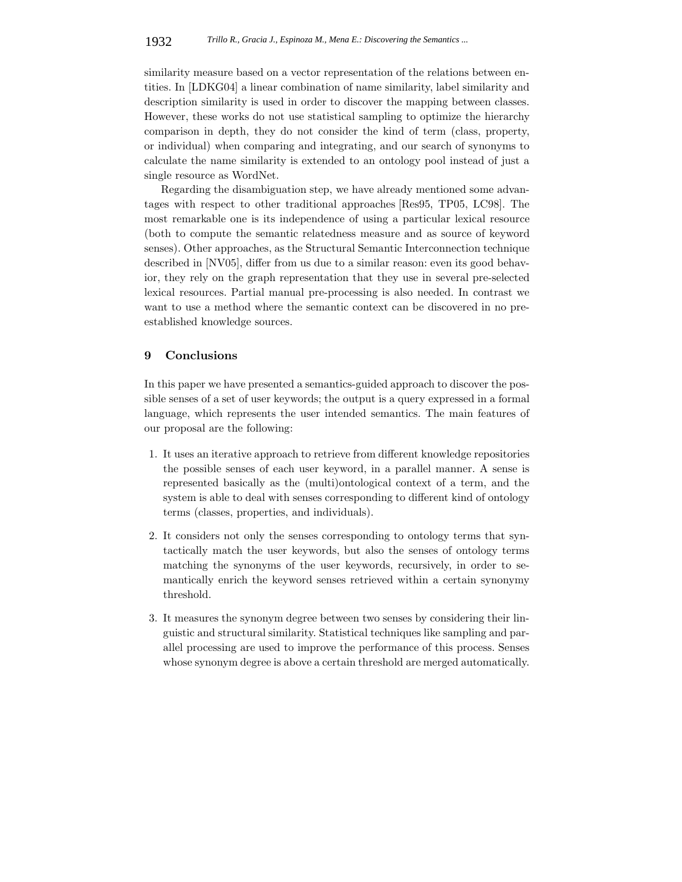similarity measure based on a vector representation of the relations between entities. In [LDKG04] a linear combination of name similarity, label similarity and description similarity is used in order to discover the mapping between classes. However, these works do not use statistical sampling to optimize the hierarchy comparison in depth, they do not consider the kind of term (class, property, or individual) when comparing and integrating, and our search of synonyms to calculate the name similarity is extended to an ontology pool instead of just a single resource as WordNet.

Regarding the disambiguation step, we have already mentioned some advantages with respect to other traditional approaches [Res95, TP05, LC98]. The most remarkable one is its independence of using a particular lexical resource (both to compute the semantic relatedness measure and as source of keyword senses). Other approaches, as the Structural Semantic Interconnection technique described in [NV05], differ from us due to a similar reason: even its good behavior, they rely on the graph representation that they use in several pre-selected lexical resources. Partial manual pre-processing is also needed. In contrast we want to use a method where the semantic context can be discovered in no pre-established knowledge sources.

## 9 Conclusions

In this paper we have presented a semantics-guided approach to discover the possible senses of a set of user keywords; the output is a query expressed in a formal language, which represents the user intended semantics. The main features of our proposal are the following:

1. It uses an iterative approach to retrieve from different knowledge repositories the possible senses of each user keyword, in a parallel manner. A sense is represented basically as the (multi)ontological context of a term, and the system is able to deal with senses corresponding to different kind of ontology terms (classes, properties, and individuals).

2. It considers not only the senses corresponding to ontology terms that syntactically match the user keywords, but also the senses of ontology terms matching the synonyms of the user keywords, recursively, in order to semantically enrich the keyword senses retrieved within a certain synonymy threshold.

3. It measures the synonym degree between two senses by considering their linguistic and structural similarity. Statistical techniques like sampling and parallel processing are used to improve the performance of this process. Senses whose synonym degree is above a certain threshold are merged automatically.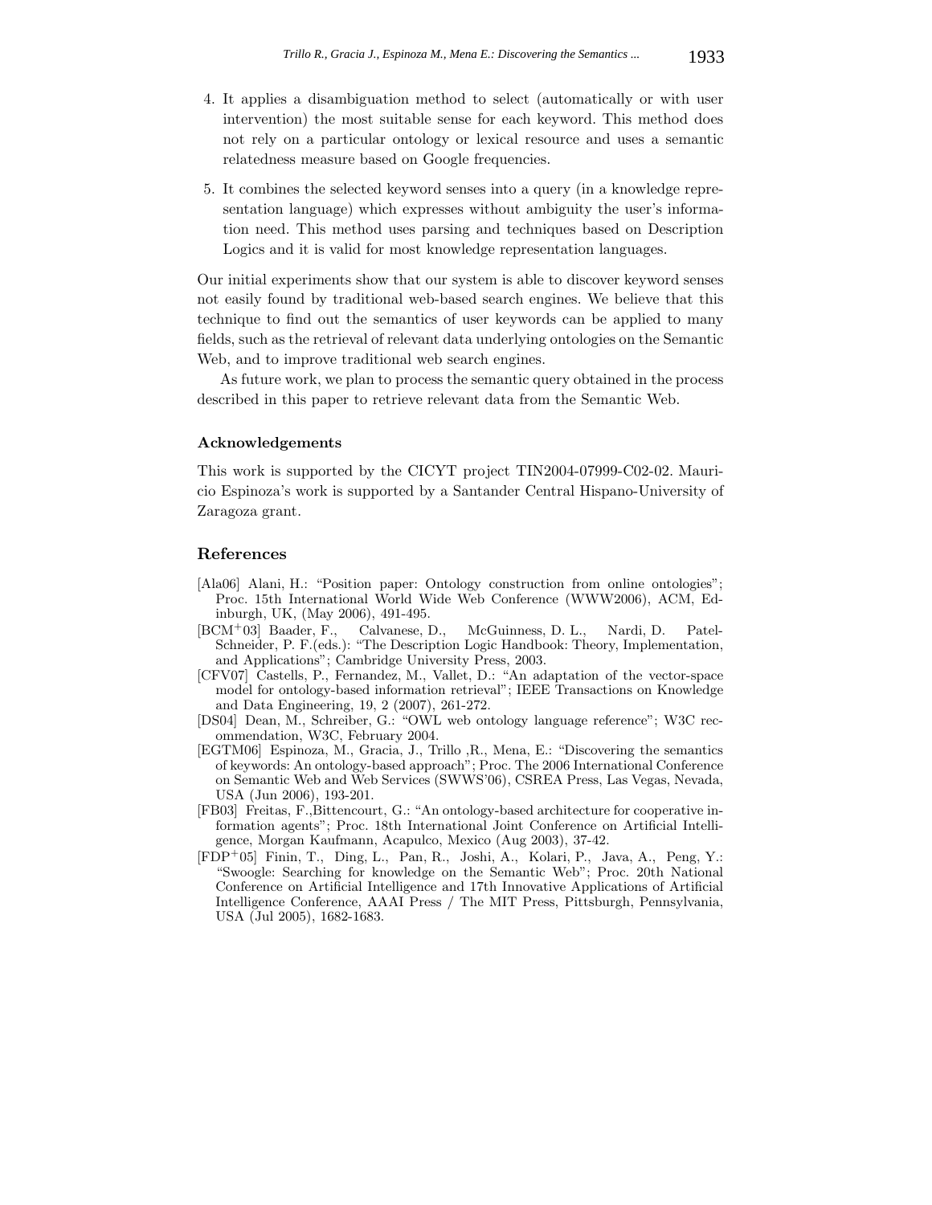4. It applies a disambiguation method to select (automatically or with user intervention) the most suitable sense for each keyword. This method does not rely on a particular ontology or lexical resource and uses a semantic relatedness measure based on Google frequencies.

5. It combines the selected keyword senses into a query (in a knowledge representation language) which expresses without ambiguity the user's information need. This method uses parsing and techniques based on Description Logics and it is valid for most knowledge representation languages.

Our initial experiments show that our system is able to discover keyword senses not easily found by traditional web-based search engines. We believe that this technique to find out the semantics of user keywords can be applied to many fields, such as the retrieval of relevant data underlying ontologies on the Semantic Web, and to improve traditional web search engines.

As future work, we plan to process the semantic query obtained in the process described in this paper to retrieve relevant data from the Semantic Web.

### Acknowledgements

This work is supported by the CICYT project TIN2004-07999-C02-02. Mauricio Espinoza's work is supported by a Santander Central Hispano-University of Zaragoza grant.

## References

[Ala06] Alani, H.: "Position paper: Ontology construction from online ontologies"; Proc. 15th International World Wide Web Conference (WWW2006), ACM, Edinburgh, UK, (May 2006), 491-495.

[BCM+03] Baader, F., Calvanese, D., McGuinness, D. L., Nardi, D. Patel-Schneider, P. F.(eds.): "The Description Logic Handbook: Theory, Implementation, and Applications"; Cambridge University Press, 2003.

[CFV07] Castells, P., Fernandez, M., Vallet, D.: "An adaptation of the vector-space model for ontology-based information retrieval"; IEEE Transactions on Knowledge and Data Engineering, 19, 2 (2007), 261-272.

[DS04] Dean, M., Schreiber, G.: "OWL web ontology language reference"; W3C recommendation, W3C, February 2004.

[EGTM06] Espinoza, M., Gracia, J., Trillo ,R., Mena, E.: "Discovering the semantics of keywords: An ontology-based approach"; Proc. The 2006 International Conference on Semantic Web and Web Services (SWWS'06), CSREA Press, Las Vegas, Nevada, USA (Jun 2006), 193-201.

[FB03] Freitas, F.,Bittencourt, G.: "An ontology-based architecture for cooperative information agents"; Proc. 18th International Joint Conference on Artificial Intelligence, Morgan Kaufmann, Acapulco, Mexico (Aug 2003), 37-42.

[FDP+05] Finin, T., Ding, L., Pan, R., Joshi, A., Kolari, P., Java, A., Peng, Y.: "Swoogle: Searching for knowledge on the Semantic Web"; Proc. 20th National Conference on Artificial Intelligence and 17th Innovative Applications of Artificial Intelligence Conference, AAAI Press / The MIT Press, Pittsburgh, Pennsylvania, USA (Jul 2005), 1682-1683.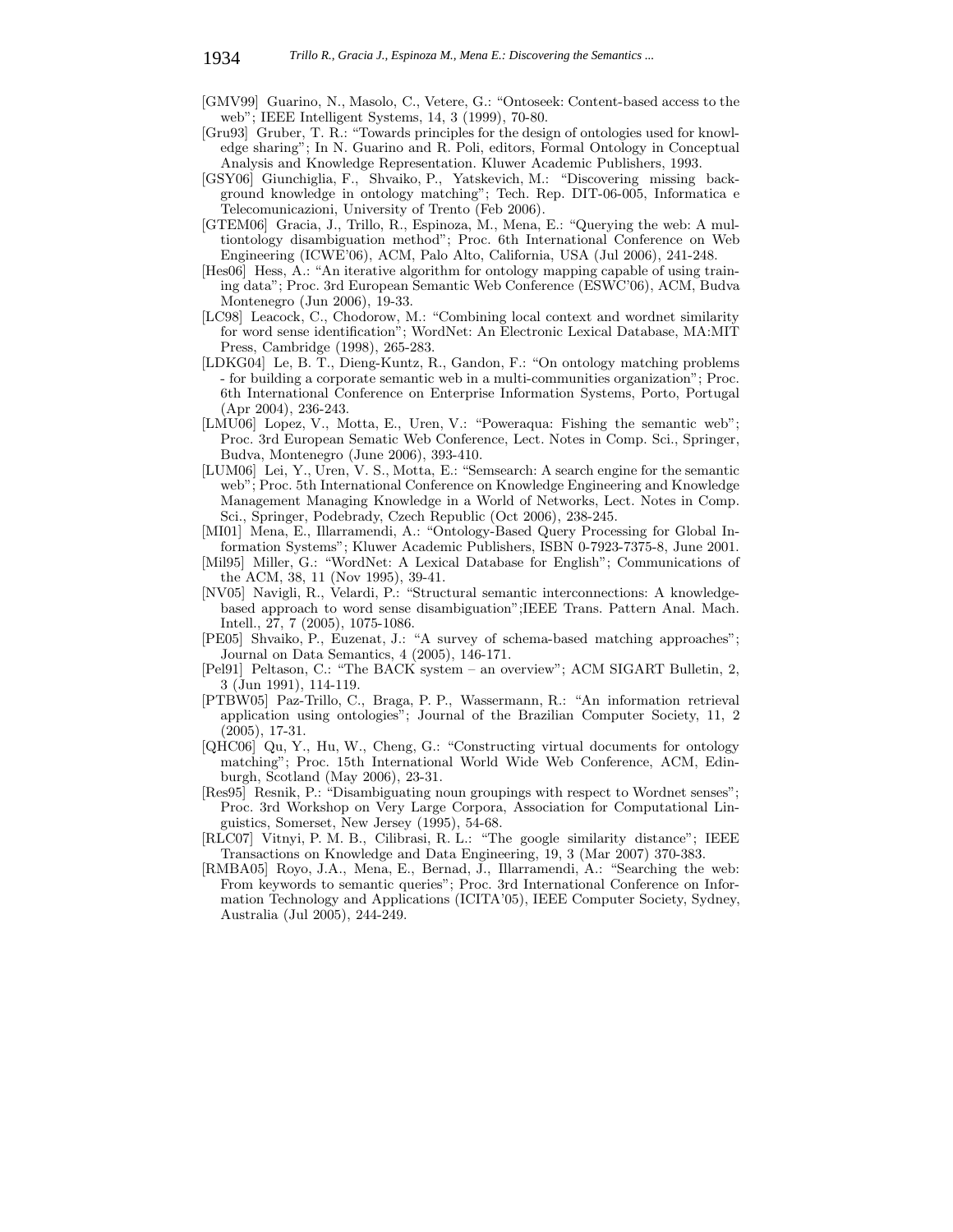[GMV99] Guarino, N., Masolo, C., Vetere, G.: "Ontoseek: Content-based access to the web"; IEEE Intelligent Systems, 14, 3 (1999), 70-80.

[Gru93] Gruber, T. R.: "Towards principles for the design of ontologies used for knowledge sharing"; In N. Guarino and R. Poli, editors, Formal Ontology in Conceptual Analysis and Knowledge Representation. Kluwer Academic Publishers, 1993.

[GSY06] Giunchiglia, F., Shvaiko, P., Yatskevich, M.: "Discovering missing background knowledge in ontology matching"; Tech. Rep. DIT-06-005, Informatica e Telecomunicazioni, University of Trento (Feb 2006).

[GTEM06] Gracia, J., Trillo, R., Espinoza, M., Mena, E.: "Querying the web: A multiontology disambiguation method"; Proc. 6th International Conference on Web Engineering (ICWE'06), ACM, Palo Alto, California, USA (Jul 2006), 241-248.

[Hes06] Hess, A.: "An iterative algorithm for ontology mapping capable of using training data"; Proc. 3rd European Semantic Web Conference (ESWC'06), ACM, Budva Montenegro (Jun 2006), 19-33.

[LC98] Leacock, C., Chodorow, M.: "Combining local context and wordnet similarity for word sense identification"; WordNet: An Electronic Lexical Database, MA:MIT Press, Cambridge (1998), 265-283.

[LDKG04] Le, B. T., Dieng-Kuntz, R., Gandon, F.: "On ontology matching problems - for building a corporate semantic web in a multi-communities organization"; Proc. 6th International Conference on Enterprise Information Systems, Porto, Portugal (Apr 2004), 236-243.

[LMU06] Lopez, V., Motta, E., Uren, V.: "Poweraqua: Fishing the semantic web"; Proc. 3rd European Sematic Web Conference, Lect. Notes in Comp. Sci., Springer, Budva, Montenegro (June 2006), 393-410.

[LUM06] Lei, Y., Uren, V. S., Motta, E.: "Semsearch: A search engine for the semantic web"; Proc. 5th International Conference on Knowledge Engineering and Knowledge Management Managing Knowledge in a World of Networks, Lect. Notes in Comp. Sci., Springer, Podebrady, Czech Republic (Oct 2006), 238-245.

[MI01] Mena, E., Illarramendi, A.: "Ontology-Based Query Processing for Global Information Systems"; Kluwer Academic Publishers, ISBN 0-7923-7375-8, June 2001.

[Mil95] Miller, G.: "WordNet: A Lexical Database for English"; Communications of the ACM, 38, 11 (Nov 1995), 39-41.

[NV05] Navigli, R., Velardi, P.: "Structural semantic interconnections: A knowledge-based approach to word sense disambiguation";IEEE Trans. Pattern Anal. Mach. Intell., 27, 7 (2005), 1075-1086.

[PE05] Shvaiko, P., Euzenat, J.: "A survey of schema-based matching approaches"; Journal on Data Semantics, 4 (2005), 146-171.

[Pel91] Peltason, C.: "The BACK system – an overview"; ACM SIGART Bulletin, 2, 3 (Jun 1991), 114-119.

[PTBW05] Paz-Trillo, C., Braga, P. P., Wassermann, R.: "An information retrieval application using ontologies"; Journal of the Brazilian Computer Society, 11, 2 (2005), 17-31.

[QHC06] Qu, Y., Hu, W., Cheng, G.: "Constructing virtual documents for ontology matching"; Proc. 15th International World Wide Web Conference, ACM, Edinburgh, Scotland (May 2006), 23-31.

[Res95] Resnik, P.: "Disambiguating noun groupings with respect to Wordnet senses"; Proc. 3rd Workshop on Very Large Corpora, Association for Computational Linguistics, Somerset, New Jersey (1995), 54-68.

[RLC07] Vitnyi, P. M. B., Cilibrasi, R. L.: "The google similarity distance"; IEEE Transactions on Knowledge and Data Engineering, 19, 3 (Mar 2007) 370-383.

[RMBA05] Royo, J.A., Mena, E., Bernad, J., Illarramendi, A.: "Searching the web: From keywords to semantic queries"; Proc. 3rd International Conference on Information Technology and Applications (ICITA'05), IEEE Computer Society, Sydney, Australia (Jul 2005), 244-249.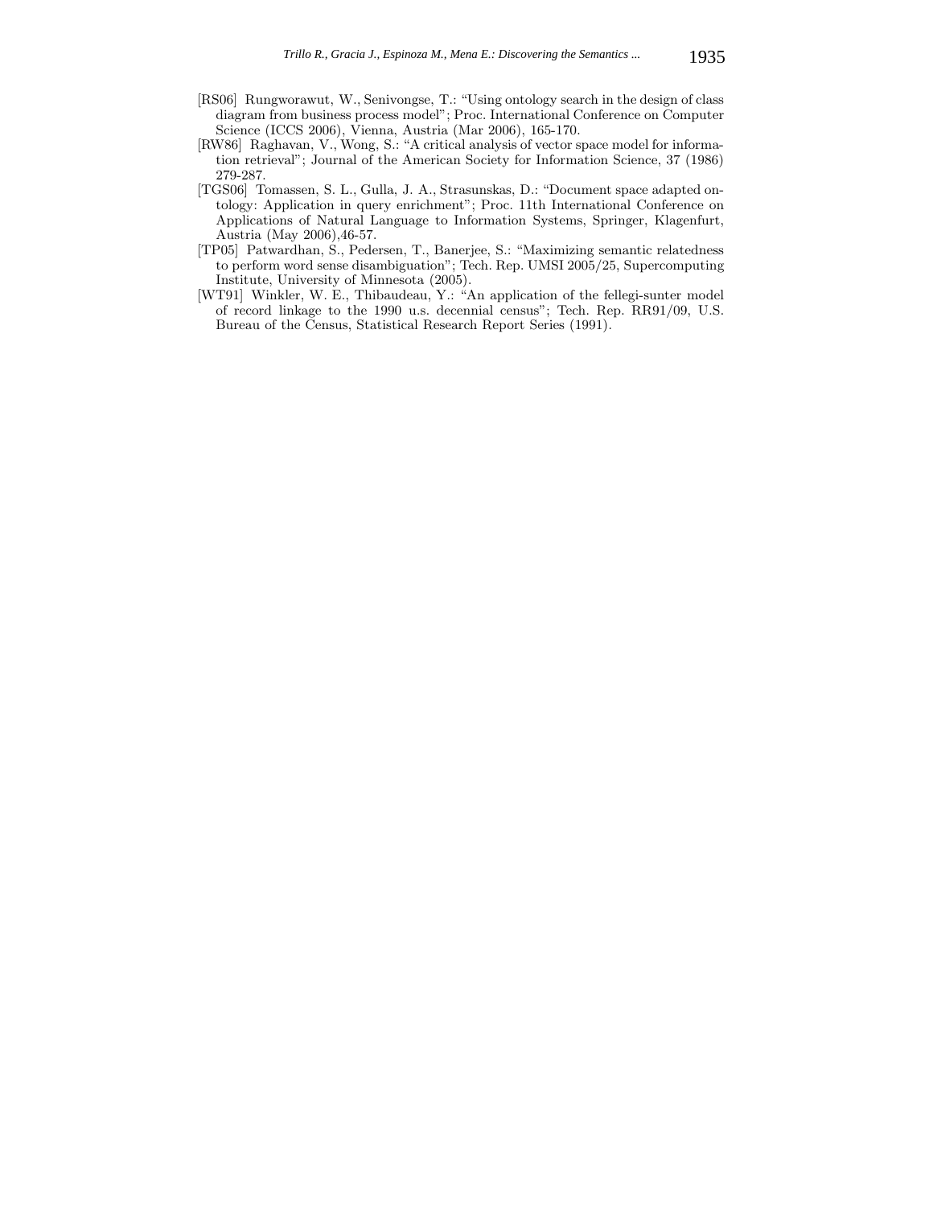[RS06] Rungworawut, W., Senivongse, T.: "Using ontology search in the design of class diagram from business process model"; Proc. International Conference on Computer Science (ICCS 2006), Vienna, Austria (Mar 2006), 165-170.

[RW86] Raghavan, V., Wong, S.: "A critical analysis of vector space model for information retrieval"; Journal of the American Society for Information Science, 37 (1986) 279-287.

[TGS06] Tomassen, S. L., Gulla, J. A., Strasunskas, D.: "Document space adapted ontology: Application in query enrichment"; Proc. 11th International Conference on Applications of Natural Language to Information Systems, Springer, Klagenfurt, Austria (May 2006),46-57.

[TP05] Patwardhan, S., Pedersen, T., Banerjee, S.: "Maximizing semantic relatedness to perform word sense disambiguation"; Tech. Rep. UMSI 2005/25, Supercomputing Institute, University of Minnesota (2005).

[WT91] Winkler, W. E., Thibaudeau, Y.: "An application of the fellegi-sunter model of record linkage to the 1990 u.s. decennial census"; Tech. Rep. RR91/09, U.S. Bureau of the Census, Statistical Research Report Series (1991).